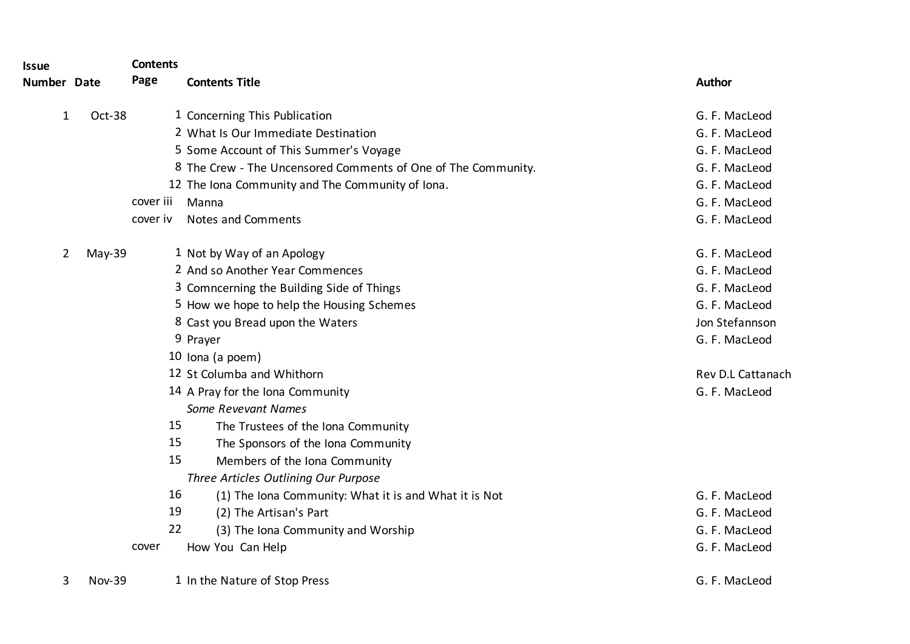| Issue Number | Date | Contents Page | Contents Title | Author |
|---|---|---|---|---|
| 1 | Oct-38 | 1 | Concerning This Publication | G. F. MacLeod |
| | | 2 | What Is Our Immediate Destination | G. F. MacLeod |
| | | 5 | Some Account of This Summer's Voyage | G. F. MacLeod |
| | | 8 | The Crew - The Uncensored Comments of One of The Community. | G. F. MacLeod |
| | | 12 | The Iona Community and The Community of Iona. | G. F. MacLeod |
| | | cover iii | Manna | G. F. MacLeod |
| | | cover iv | Notes and Comments | G. F. MacLeod |
| 2 | May-39 | 1 | Not by Way of an Apology | G. F. MacLeod |
| | | 2 | And so Another Year Commences | G. F. MacLeod |
| | | 3 | Comncerning the Building Side of Things | G. F. MacLeod |
| | | 5 | How we hope to help the Housing Schemes | G. F. MacLeod |
| | | 8 | Cast you Bread upon the Waters | Jon Stefannson |
| | | 9 | Prayer | G. F. MacLeod |
| | | 10 | Iona (a poem) | |
| | | 12 | St Columba and Whithorn | Rev D.L Cattanach |
| | | 14 | A Pray for the Iona Community | G. F. MacLeod |
| | | | *Some Revevant Names* | |
| | | 15 | The Trustees of the Iona Community | |
| | | 15 | The Sponsors of the Iona Community | |
| | | 15 | Members of the Iona Community | |
| | | | *Three Articles Outlining Our Purpose* | |
| | | 16 | (1) The Iona Community: What it is and What it is Not | G. F. MacLeod |
| | | 19 | (2) The Artisan's Part | G. F. MacLeod |
| | | 22 | (3) The Iona Community and Worship | G. F. MacLeod |
| | | cover | How You Can Help | G. F. MacLeod |
| 3 | Nov-39 | 1 | In the Nature of Stop Press | G. F. MacLeod |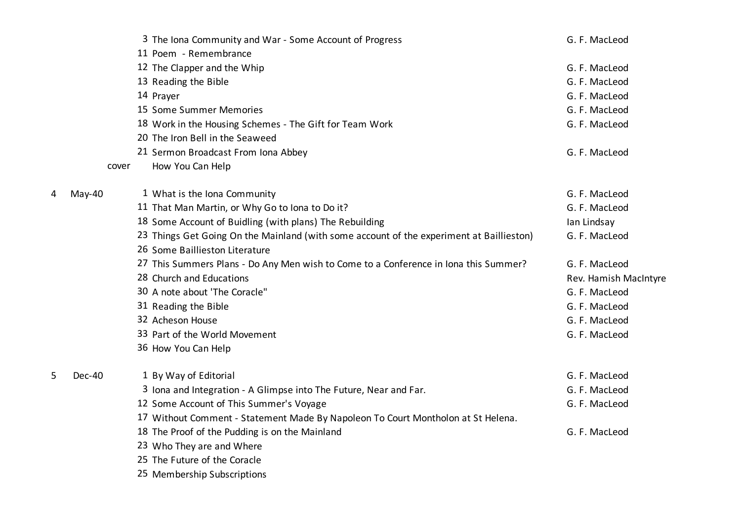| | | | | |
|---|---|---|---|---|
| | | 3 | The Iona Community and War - Some Account of Progress | G. F. MacLeod |
| | | 11 | Poem - Remembrance | |
| | | 12 | The Clapper and the Whip | G. F. MacLeod |
| | | 13 | Reading the Bible | G. F. MacLeod |
| | | 14 | Prayer | G. F. MacLeod |
| | | 15 | Some Summer Memories | G. F. MacLeod |
| | | 18 | Work in the Housing Schemes - The Gift for Team Work | G. F. MacLeod |
| | | 20 | The Iron Bell in the Seaweed | |
| | | 21 | Sermon Broadcast From Iona Abbey | G. F. MacLeod |
| | | cover | How You Can Help | |
| | | | | |
| 4 | May-40 | 1 | What is the Iona Community | G. F. MacLeod |
| | | 11 | That Man Martin, or Why Go to Iona to Do it? | G. F. MacLeod |
| | | 18 | Some Account of Buidling (with plans) The Rebuilding | Ian Lindsay |
| | | 23 | Things Get Going On the Mainland (with some account of the experiment at Baillieston) | G. F. MacLeod |
| | | 26 | Some Baillieston Literature | |
| | | 27 | This Summers Plans - Do Any Men wish to Come to a Conference in Iona this Summer? | G. F. MacLeod |
| | | 28 | Church and Educations | Rev. Hamish MacIntyre |
| | | 30 | A note about 'The Coracle" | G. F. MacLeod |
| | | 31 | Reading the Bible | G. F. MacLeod |
| | | 32 | Acheson House | G. F. MacLeod |
| | | 33 | Part of the World Movement | G. F. MacLeod |
| | | 36 | How You Can Help | |
| | | | | |
| 5 | Dec-40 | 1 | By Way of Editorial | G. F. MacLeod |
| | | 3 | Iona and Integration - A Glimpse into The Future, Near and Far. | G. F. MacLeod |
| | | 12 | Some Account of This Summer's Voyage | G. F. MacLeod |
| | | 17 | Without Comment - Statement Made By Napoleon To Court Montholon at St Helena. | |
| | | 18 | The Proof of the Pudding is on the Mainland | G. F. MacLeod |
| | | 23 | Who They are and Where | |
| | | 25 | The Future of the Coracle | |
| | | 25 | Membership Subscriptions | |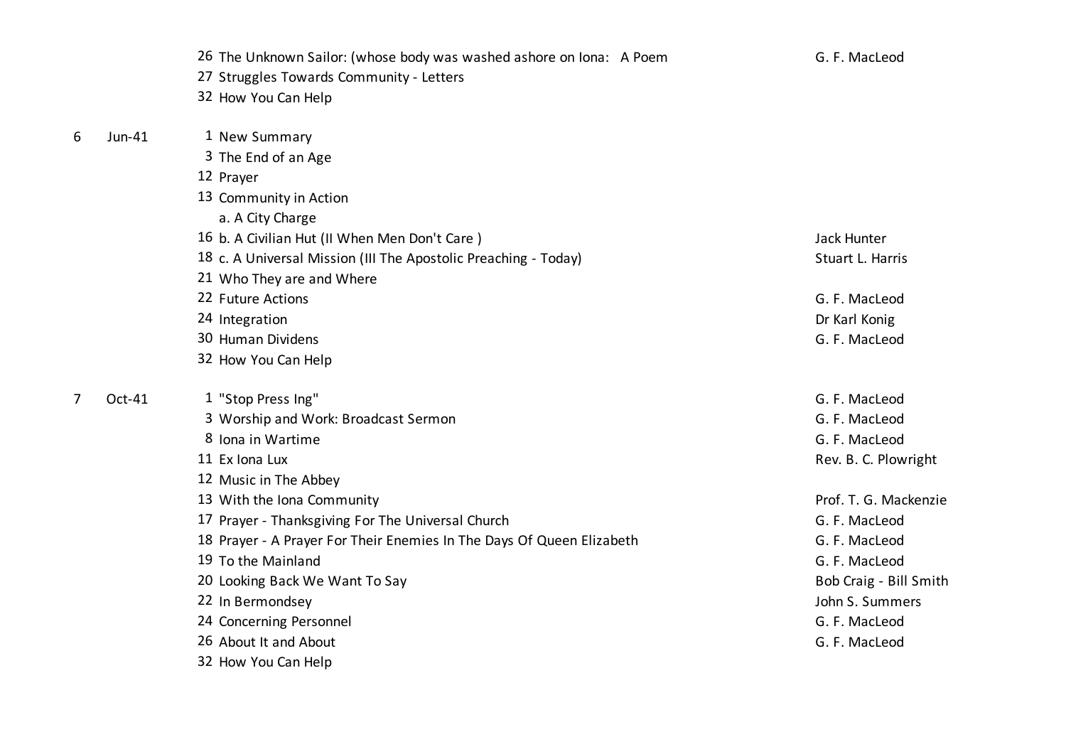| Issue | Date | Page | Title | Author |
|---|---|---|---|---|
| | | 26 | The Unknown Sailor: (whose body was washed ashore on Iona: A Poem | G. F. MacLeod |
| | | 27 | Struggles Towards Community - Letters | |
| | | 32 | How You Can Help | |
| 6 | Jun-41 | 1 | New Summary | |
| | | 3 | The End of an Age | |
| | | 12 | Prayer | |
| | | 13 | Community in Action | |
| | | | a. A City Charge | |
| | | 16 | b. A Civilian Hut (II When Men Don't Care ) | Jack Hunter |
| | | 18 | c. A Universal Mission (III The Apostolic Preaching - Today) | Stuart L. Harris |
| | | 21 | Who They are and Where | |
| | | 22 | Future Actions | G. F. MacLeod |
| | | 24 | Integration | Dr Karl Konig |
| | | 30 | Human Dividens | G. F. MacLeod |
| | | 32 | How You Can Help | |
| 7 | Oct-41 | 1 | "Stop Press Ing" | G. F. MacLeod |
| | | 3 | Worship and Work: Broadcast Sermon | G. F. MacLeod |
| | | 8 | Iona in Wartime | G. F. MacLeod |
| | | 11 | Ex Iona Lux | Rev. B. C. Plowright |
| | | 12 | Music in The Abbey | |
| | | 13 | With the Iona Community | Prof. T. G. Mackenzie |
| | | 17 | Prayer - Thanksgiving For The Universal Church | G. F. MacLeod |
| | | 18 | Prayer - A Prayer For Their Enemies In The Days Of Queen Elizabeth | G. F. MacLeod |
| | | 19 | To the Mainland | G. F. MacLeod |
| | | 20 | Looking Back We Want To Say | Bob Craig - Bill Smith |
| | | 22 | In Bermondsey | John S. Summers |
| | | 24 | Concerning Personnel | G. F. MacLeod |
| | | 26 | About It and About | G. F. MacLeod |
| | | 32 | How You Can Help | |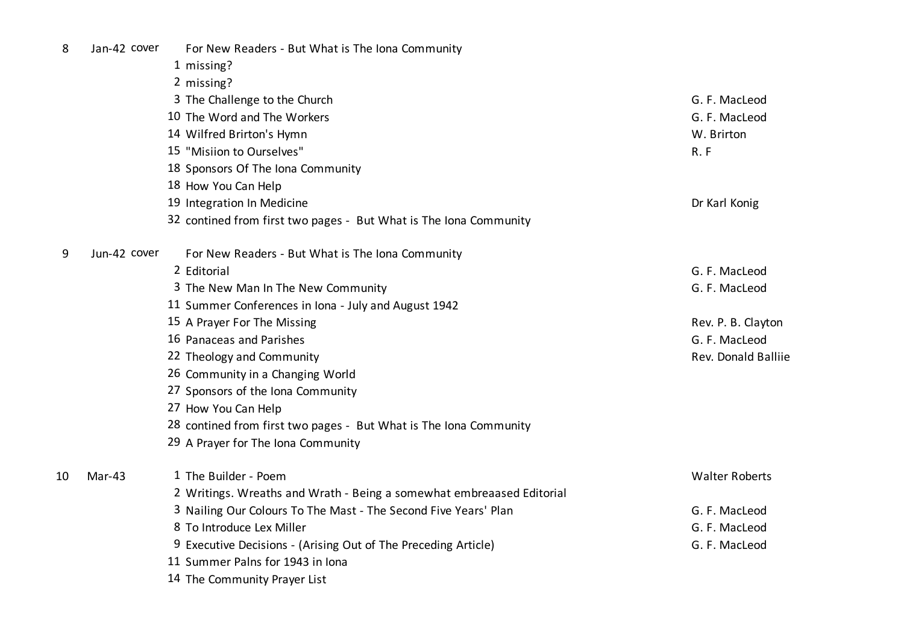| Issue | Date | Page | Title | Author |
|---|---|---|---|---|
| 8 | Jan-42 | cover | For New Readers - But What is The Iona Community | |
| | | 1 | missing? | |
| | | 2 | missing? | |
| | | 3 | The Challenge to the Church | G. F. MacLeod |
| | | 10 | The Word and The Workers | G. F. MacLeod |
| | | 14 | Wilfred Brirton's Hymn | W. Brirton |
| | | 15 | "Misiion to Ourselves" | R. F |
| | | 18 | Sponsors Of The Iona Community | |
| | | 18 | How You Can Help | |
| | | 19 | Integration In Medicine | Dr Karl Konig |
| | | 32 | contined from first two pages - But What is The Iona Community | |
| 9 | Jun-42 | cover | For New Readers - But What is The Iona Community | |
| | | 2 | Editorial | G. F. MacLeod |
| | | 3 | The New Man In The New Community | G. F. MacLeod |
| | | 11 | Summer Conferences in Iona - July and August 1942 | |
| | | 15 | A Prayer For The Missing | Rev. P. B. Clayton |
| | | 16 | Panaceas and Parishes | G. F. MacLeod |
| | | 22 | Theology and Community | Rev. Donald Balliie |
| | | 26 | Community in a Changing World | |
| | | 27 | Sponsors of the Iona Community | |
| | | 27 | How You Can Help | |
| | | 28 | contined from first two pages - But What is The Iona Community | |
| | | 29 | A Prayer for The Iona Community | |
| 10 | Mar-43 | 1 | The Builder - Poem | Walter Roberts |
| | | 2 | Writings. Wreaths and Wrath - Being a somewhat embreaased Editorial | |
| | | 3 | Nailing Our Colours To The Mast - The Second Five Years' Plan | G. F. MacLeod |
| | | 8 | To Introduce Lex Miller | G. F. MacLeod |
| | | 9 | Executive Decisions - (Arising Out of The Preceding Article) | G. F. MacLeod |
| | | 11 | Summer Palns for 1943 in Iona | |
| | | 14 | The Community Prayer List | |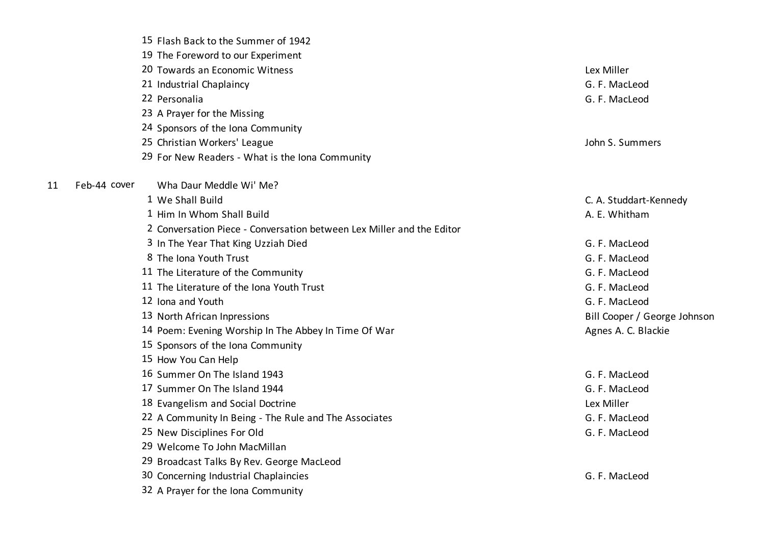| Issue | Date | Page | Title | Author |
|---|---|---|---|---|
| | | 15 | Flash Back to the Summer of 1942 | |
| | | 19 | The Foreword to our Experiment | |
| | | 20 | Towards an Economic Witness | Lex Miller |
| | | 21 | Industrial Chaplaincy | G. F. MacLeod |
| | | 22 | Personalia | G. F. MacLeod |
| | | 23 | A Prayer for the Missing | |
| | | 24 | Sponsors of the Iona Community | |
| | | 25 | Christian Workers' League | John S. Summers |
| | | 29 | For New Readers - What is the Iona Community | |
| 11 | Feb-44 | cover | Wha Daur Meddle Wi' Me? | |
| | | 1 | We Shall Build | C. A. Studdart-Kennedy |
| | | 1 | Him In Whom Shall Build | A. E. Whitham |
| | | 2 | Conversation Piece - Conversation between Lex Miller and the Editor | |
| | | 3 | In The Year That King Uzziah Died | G. F. MacLeod |
| | | 8 | The Iona Youth Trust | G. F. MacLeod |
| | | 11 | The Literature of the Community | G. F. MacLeod |
| | | 11 | The Literature of the Iona Youth Trust | G. F. MacLeod |
| | | 12 | Iona and Youth | G. F. MacLeod |
| | | 13 | North African Inpressions | Bill Cooper / George Johnson |
| | | 14 | Poem: Evening Worship In The Abbey In Time Of War | Agnes A. C. Blackie |
| | | 15 | Sponsors of the Iona Community | |
| | | 15 | How You Can Help | |
| | | 16 | Summer On The Island 1943 | G. F. MacLeod |
| | | 17 | Summer On The Island 1944 | G. F. MacLeod |
| | | 18 | Evangelism and Social Doctrine | Lex Miller |
| | | 22 | A Community In Being - The Rule and The Associates | G. F. MacLeod |
| | | 25 | New Disciplines For Old | G. F. MacLeod |
| | | 29 | Welcome To John MacMillan | |
| | | 29 | Broadcast Talks By Rev. George MacLeod | |
| | | 30 | Concerning Industrial Chaplaincies | G. F. MacLeod |
| | | 32 | A Prayer for the Iona Community | |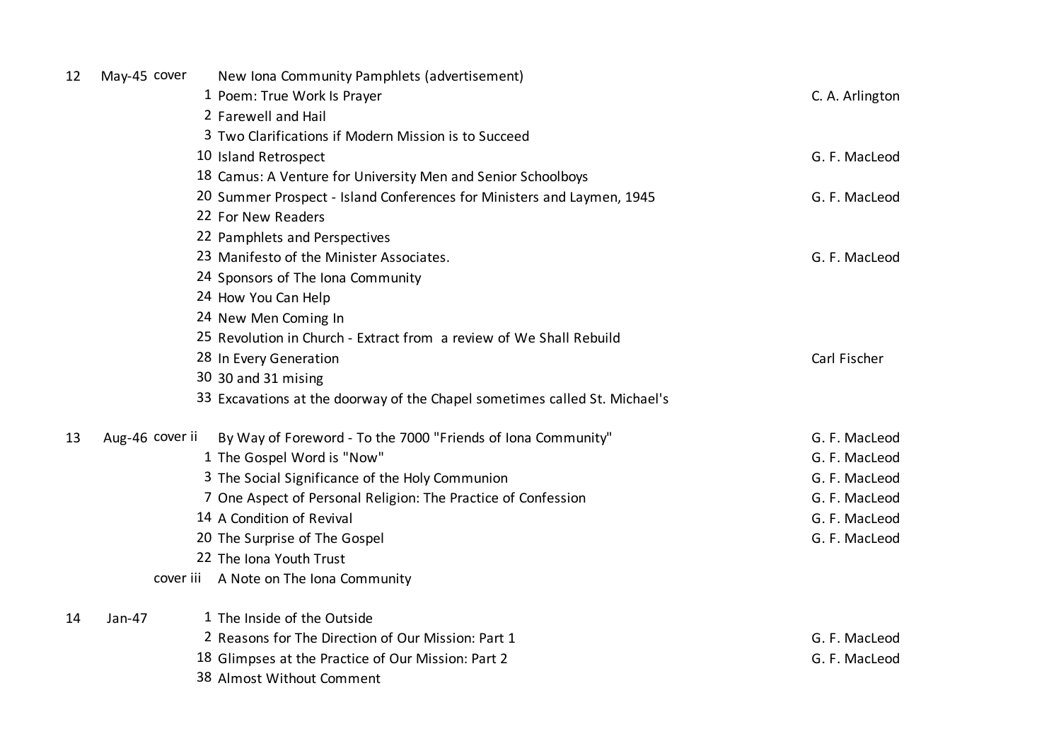| | | | | |
|---|---|---|---|---|
| 12 | May-45 | cover | New Iona Community Pamphlets (advertisement) | |
| | | 1 | Poem: True Work Is Prayer | C. A. Arlington |
| | | 2 | Farewell and Hail | |
| | | 3 | Two Clarifications if Modern Mission is to Succeed | |
| | | 10 | Island Retrospect | G. F. MacLeod |
| | | 18 | Camus: A Venture for University Men and Senior Schoolboys | |
| | | 20 | Summer Prospect - Island Conferences for Ministers and Laymen, 1945 | G. F. MacLeod |
| | | 22 | For New Readers | |
| | | 22 | Pamphlets and Perspectives | |
| | | 23 | Manifesto of the Minister Associates. | G. F. MacLeod |
| | | 24 | Sponsors of The Iona Community | |
| | | 24 | How You Can Help | |
| | | 24 | New Men Coming In | |
| | | 25 | Revolution in Church - Extract from a review of We Shall Rebuild | |
| | | 28 | In Every Generation | Carl Fischer |
| | | 30 | 30 and 31 mising | |
| | | 33 | Excavations at the doorway of the Chapel sometimes called St. Michael's | |
| 13 | Aug-46 | cover ii | By Way of Foreword - To the 7000 "Friends of Iona Community" | G. F. MacLeod |
| | | 1 | The Gospel Word is "Now" | G. F. MacLeod |
| | | 3 | The Social Significance of the Holy Communion | G. F. MacLeod |
| | | 7 | One Aspect of Personal Religion: The Practice of Confession | G. F. MacLeod |
| | | 14 | A Condition of Revival | G. F. MacLeod |
| | | 20 | The Surprise of The Gospel | G. F. MacLeod |
| | | 22 | The Iona Youth Trust | |
| | | cover iii | A Note on The Iona Community | |
| 14 | Jan-47 | 1 | The Inside of the Outside | |
| | | 2 | Reasons for The Direction of Our Mission: Part 1 | G. F. MacLeod |
| | | 18 | Glimpses at the Practice of Our Mission: Part 2 | G. F. MacLeod |
| | | 38 | Almost Without Comment | |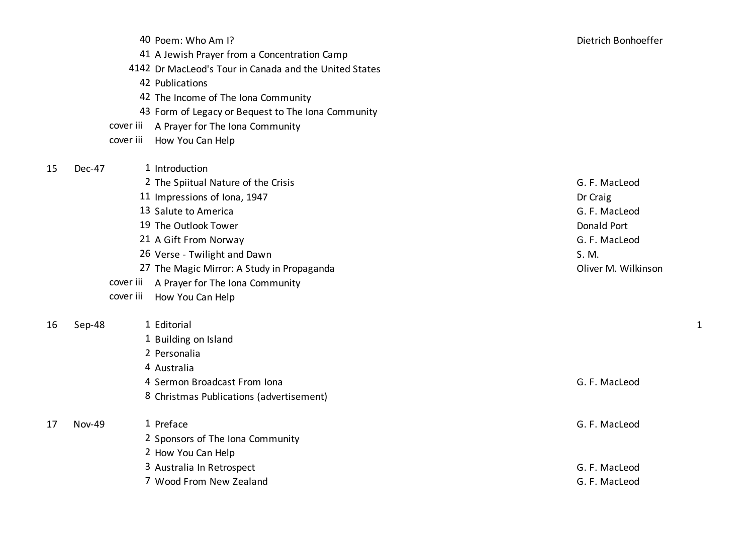| Issue | Date | Page | Title | Author | |
|---|---|---|---|---|---|
| | | 40 | Poem: Who Am I? | Dietrich Bonhoeffer | |
| | | 41 | A Jewish Prayer from a Concentration Camp | | |
| | | 4142 | Dr MacLeod's Tour in Canada and the United States | | |
| | | 42 | Publications | | |
| | | 42 | The Income of The Iona Community | | |
| | | 43 | Form of Legacy or Bequest to The Iona Community | | |
| | | cover iii | A Prayer for The Iona Community | | |
| | | cover iii | How You Can Help | | |
| 15 | Dec-47 | 1 | Introduction | | |
| | | 2 | The Spiitual Nature of the Crisis | G. F. MacLeod | |
| | | 11 | Impressions of Iona, 1947 | Dr Craig | |
| | | 13 | Salute to America | G. F. MacLeod | |
| | | 19 | The Outlook Tower | Donald Port | |
| | | 21 | A Gift From Norway | G. F. MacLeod | |
| | | 26 | Verse - Twilight and Dawn | S. M. | |
| | | 27 | The Magic Mirror: A Study in Propaganda | Oliver M. Wilkinson | |
| | | cover iii | A Prayer for The Iona Community | | |
| | | cover iii | How You Can Help | | |
| 16 | Sep-48 | 1 | Editorial | | 1 |
| | | 1 | Building on Island | | |
| | | 2 | Personalia | | |
| | | 4 | Australia | | |
| | | 4 | Sermon Broadcast From Iona | G. F. MacLeod | |
| | | 8 | Christmas Publications (advertisement) | | |
| 17 | Nov-49 | 1 | Preface | G. F. MacLeod | |
| | | 2 | Sponsors of The Iona Community | | |
| | | 2 | How You Can Help | | |
| | | 3 | Australia In Retrospect | G. F. MacLeod | |
| | | 7 | Wood From New Zealand | G. F. MacLeod | |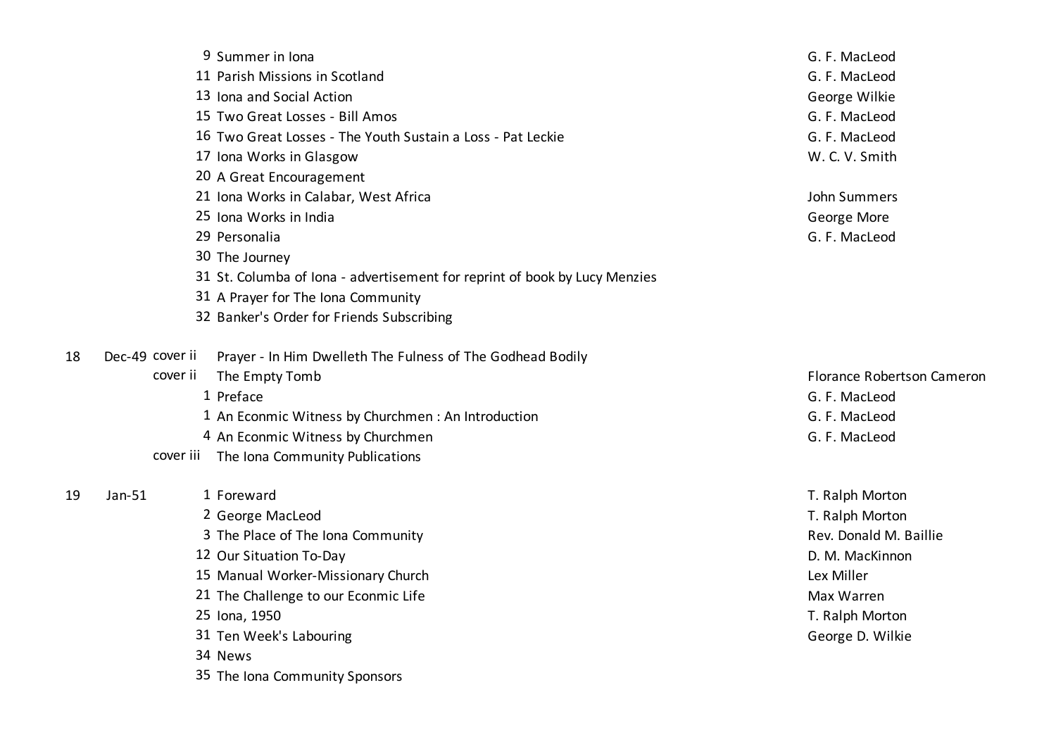| Issue | Date | Page | Title | Author |
|---|---|---|---|---|
| | | 9 | Summer in Iona | G. F. MacLeod |
| | | 11 | Parish Missions in Scotland | G. F. MacLeod |
| | | 13 | Iona and Social Action | George Wilkie |
| | | 15 | Two Great Losses - Bill Amos | G. F. MacLeod |
| | | 16 | Two Great Losses - The Youth Sustain a Loss - Pat Leckie | G. F. MacLeod |
| | | 17 | Iona Works in Glasgow | W. C. V. Smith |
| | | 20 | A Great Encouragement | |
| | | 21 | Iona Works in Calabar, West Africa | John Summers |
| | | 25 | Iona Works in India | George More |
| | | 29 | Personalia | G. F. MacLeod |
| | | 30 | The Journey | |
| | | 31 | St. Columba of Iona - advertisement for reprint of book by Lucy Menzies | |
| | | 31 | A Prayer for The Iona Community | |
| | | 32 | Banker's Order for Friends Subscribing | |
| 18 | Dec-49 | cover ii | Prayer - In Him Dwelleth The Fulness of The Godhead Bodily | |
| | | cover ii | The Empty Tomb | Florance Robertson Cameron |
| | | 1 | Preface | G. F. MacLeod |
| | | 1 | An Econmic Witness by Churchmen : An Introduction | G. F. MacLeod |
| | | 4 | An Econmic Witness by Churchmen | G. F. MacLeod |
| | | cover iii | The Iona Community Publications | |
| 19 | Jan-51 | 1 | Foreward | T. Ralph Morton |
| | | 2 | George MacLeod | T. Ralph Morton |
| | | 3 | The Place of The Iona Community | Rev. Donald M. Baillie |
| | | 12 | Our Situation To-Day | D. M. MacKinnon |
| | | 15 | Manual Worker-Missionary Church | Lex Miller |
| | | 21 | The Challenge to our Econmic Life | Max Warren |
| | | 25 | Iona, 1950 | T. Ralph Morton |
| | | 31 | Ten Week's Labouring | George D. Wilkie |
| | | 34 | News | |
| | | 35 | The Iona Community Sponsors | |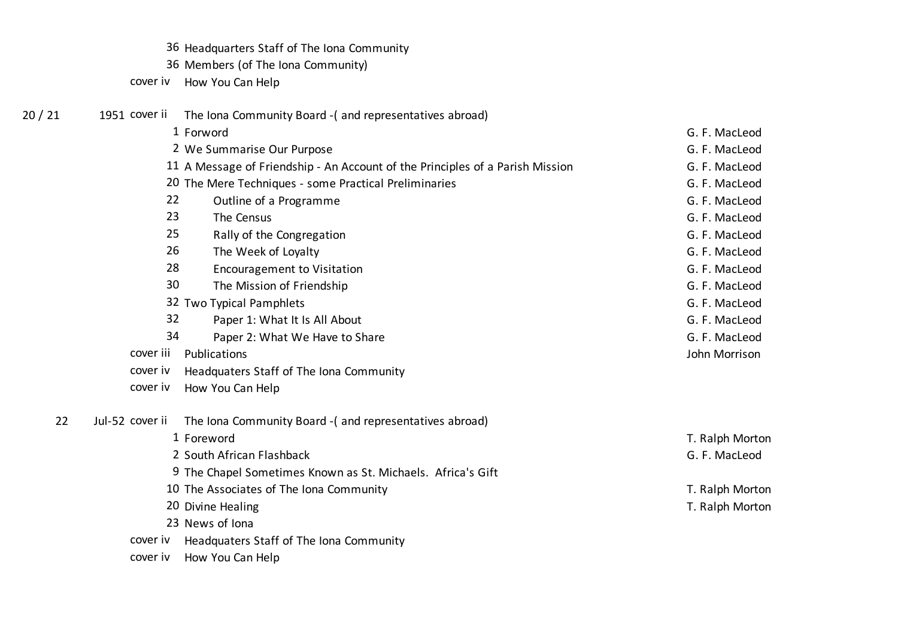| Issue | Date | Page | Title | Author |
|---|---|---|---|---|
| | | 36 | Headquarters Staff of The Iona Community | |
| | | 36 | Members (of The Iona Community) | |
| | | cover iv | How You Can Help | |
| 20 / 21 | 1951 | cover ii | The Iona Community Board -( and representatives abroad) | |
| | | 1 | Forword | G. F. MacLeod |
| | | 2 | We Summarise Our Purpose | G. F. MacLeod |
| | | 11 | A Message of Friendship - An Account of the Principles of a Parish Mission | G. F. MacLeod |
| | | 20 | The Mere Techniques - some Practical Preliminaries | G. F. MacLeod |
| | | 22 | Outline of a Programme | G. F. MacLeod |
| | | 23 | The Census | G. F. MacLeod |
| | | 25 | Rally of the Congregation | G. F. MacLeod |
| | | 26 | The Week of Loyalty | G. F. MacLeod |
| | | 28 | Encouragement to Visitation | G. F. MacLeod |
| | | 30 | The Mission of Friendship | G. F. MacLeod |
| | | 32 | Two Typical Pamphlets | G. F. MacLeod |
| | | 32 | Paper 1: What It Is All About | G. F. MacLeod |
| | | 34 | Paper 2: What We Have to Share | G. F. MacLeod |
| | | cover iii | Publications | John Morrison |
| | | cover iv | Headquaters Staff of The Iona Community | |
| | | cover iv | How You Can Help | |
| 22 | Jul-52 | cover ii | The Iona Community Board -( and representatives abroad) | |
| | | 1 | Foreword | T. Ralph Morton |
| | | 2 | South African Flashback | G. F. MacLeod |
| | | 9 | The Chapel Sometimes Known as St. Michaels. Africa's Gift | |
| | | 10 | The Associates of The Iona Community | T. Ralph Morton |
| | | 20 | Divine Healing | T. Ralph Morton |
| | | 23 | News of Iona | |
| | | cover iv | Headquaters Staff of The Iona Community | |
| | | cover iv | How You Can Help | |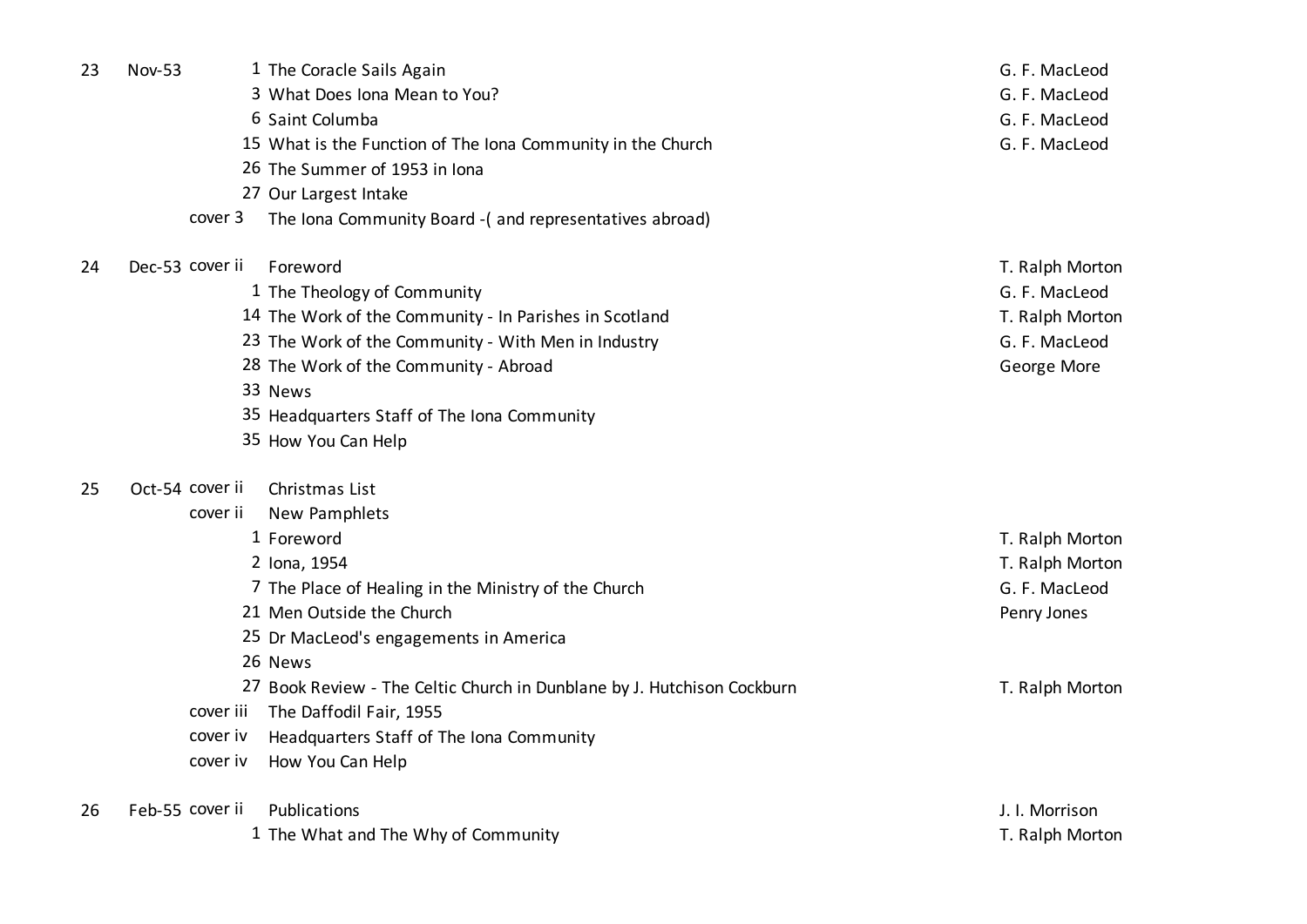| | | | | |
|---|---|---|---|---|
| 23 | Nov-53 | 1 | The Coracle Sails Again | G. F. MacLeod |
| | | 3 | What Does Iona Mean to You? | G. F. MacLeod |
| | | 6 | Saint Columba | G. F. MacLeod |
| | | 15 | What is the Function of The Iona Community in the Church | G. F. MacLeod |
| | | 26 | The Summer of 1953 in Iona | |
| | | 27 | Our Largest Intake | |
| | | cover 3 | The Iona Community Board -( and representatives abroad) | |
| 24 | Dec-53 | cover ii | Foreword | T. Ralph Morton |
| | | 1 | The Theology of Community | G. F. MacLeod |
| | | 14 | The Work of the Community - In Parishes in Scotland | T. Ralph Morton |
| | | 23 | The Work of the Community - With Men in Industry | G. F. MacLeod |
| | | 28 | The Work of the Community - Abroad | George More |
| | | 33 | News | |
| | | 35 | Headquarters Staff of The Iona Community | |
| | | 35 | How You Can Help | |
| 25 | Oct-54 | cover ii | Christmas List | |
| | | cover ii | New Pamphlets | |
| | | 1 | Foreword | T. Ralph Morton |
| | | 2 | Iona, 1954 | T. Ralph Morton |
| | | 7 | The Place of Healing in the Ministry of the Church | G. F. MacLeod |
| | | 21 | Men Outside the Church | Penry Jones |
| | | 25 | Dr MacLeod's engagements in America | |
| | | 26 | News | |
| | | 27 | Book Review - The Celtic Church in Dunblane by J. Hutchison Cockburn | T. Ralph Morton |
| | | cover iii | The Daffodil Fair, 1955 | |
| | | cover iv | Headquarters Staff of The Iona Community | |
| | | cover iv | How You Can Help | |
| 26 | Feb-55 | cover ii | Publications | J. I. Morrison |
| | | 1 | The What and The Why of Community | T. Ralph Morton |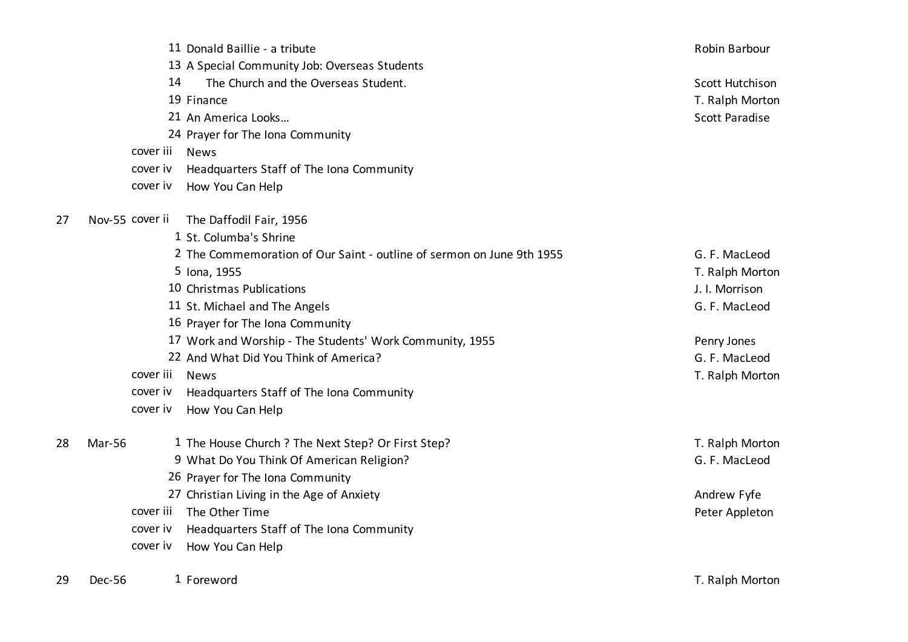| Issue | Date | Page | Title | Author |
|---|---|---|---|---|
| | | 11 | Donald Baillie - a tribute | Robin Barbour |
| | | 13 | A Special Community Job: Overseas Students | |
| | | 14 | The Church and the Overseas Student. | Scott Hutchison |
| | | 19 | Finance | T. Ralph Morton |
| | | 21 | An America Looks… | Scott Paradise |
| | | 24 | Prayer for The Iona Community | |
| | | cover iii | News | |
| | | cover iv | Headquarters Staff of The Iona Community | |
| | | cover iv | How You Can Help | |
| 27 | Nov-55 | cover ii | The Daffodil Fair, 1956 | |
| | | 1 | St. Columba's Shrine | |
| | | 2 | The Commemoration of Our Saint - outline of sermon on June 9th 1955 | G. F. MacLeod |
| | | 5 | Iona, 1955 | T. Ralph Morton |
| | | 10 | Christmas Publications | J. I. Morrison |
| | | 11 | St. Michael and The Angels | G. F. MacLeod |
| | | 16 | Prayer for The Iona Community | |
| | | 17 | Work and Worship - The Students' Work Community, 1955 | Penry Jones |
| | | 22 | And What Did You Think of America? | G. F. MacLeod |
| | | cover iii | News | T. Ralph Morton |
| | | cover iv | Headquarters Staff of The Iona Community | |
| | | cover iv | How You Can Help | |
| 28 | Mar-56 | 1 | The House Church ? The Next Step? Or First Step? | T. Ralph Morton |
| | | 9 | What Do You Think Of American Religion? | G. F. MacLeod |
| | | 26 | Prayer for The Iona Community | |
| | | 27 | Christian Living in the Age of Anxiety | Andrew Fyfe |
| | | cover iii | The Other Time | Peter Appleton |
| | | cover iv | Headquarters Staff of The Iona Community | |
| | | cover iv | How You Can Help | |
| 29 | Dec-56 | 1 | Foreword | T. Ralph Morton |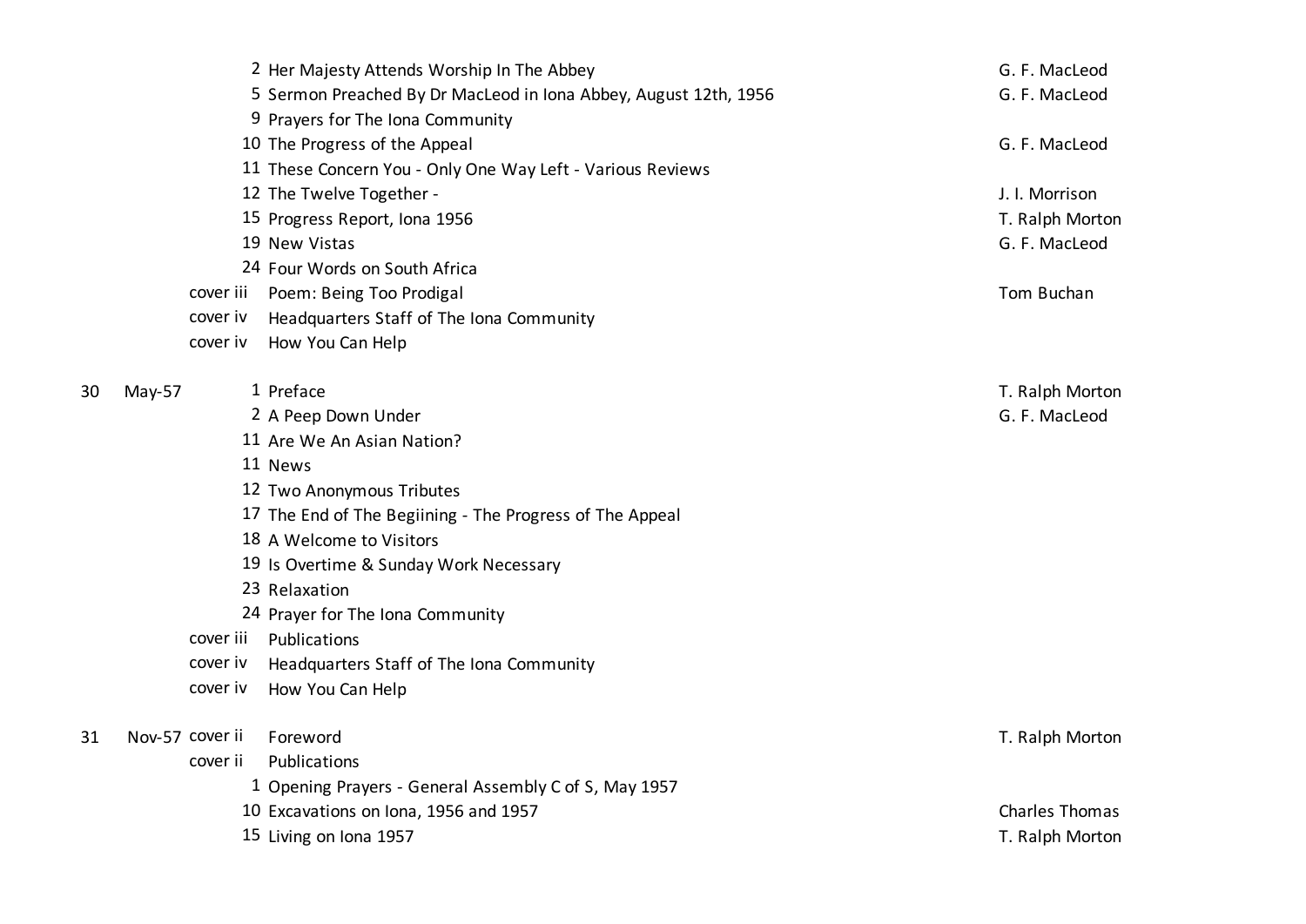| Issue | Date | Page | Title | Author |
|---|---|---|---|---|
| | | 2 | Her Majesty Attends Worship In The Abbey | G. F. MacLeod |
| | | 5 | Sermon Preached By Dr MacLeod in Iona Abbey, August 12th, 1956 | G. F. MacLeod |
| | | 9 | Prayers for The Iona Community | |
| | | 10 | The Progress of the Appeal | G. F. MacLeod |
| | | 11 | These Concern You - Only One Way Left - Various Reviews | |
| | | 12 | The Twelve Together - | J. I. Morrison |
| | | 15 | Progress Report, Iona 1956 | T. Ralph Morton |
| | | 19 | New Vistas | G. F. MacLeod |
| | | 24 | Four Words on South Africa | |
| | | cover iii | Poem: Being Too Prodigal | Tom Buchan |
| | | cover iv | Headquarters Staff of The Iona Community | |
| | | cover iv | How You Can Help | |
| 30 | May-57 | 1 | Preface | T. Ralph Morton |
| | | 2 | A Peep Down Under | G. F. MacLeod |
| | | 11 | Are We An Asian Nation? | |
| | | 11 | News | |
| | | 12 | Two Anonymous Tributes | |
| | | 17 | The End of The Begiining - The Progress of The Appeal | |
| | | 18 | A Welcome to Visitors | |
| | | 19 | Is Overtime & Sunday Work Necessary | |
| | | 23 | Relaxation | |
| | | 24 | Prayer for The Iona Community | |
| | | cover iii | Publications | |
| | | cover iv | Headquarters Staff of The Iona Community | |
| | | cover iv | How You Can Help | |
| 31 | Nov-57 | cover ii | Foreword | T. Ralph Morton |
| | | cover ii | Publications | |
| | | 1 | Opening Prayers - General Assembly C of S, May 1957 | |
| | | 10 | Excavations on Iona, 1956 and 1957 | Charles Thomas |
| | | 15 | Living on Iona 1957 | T. Ralph Morton |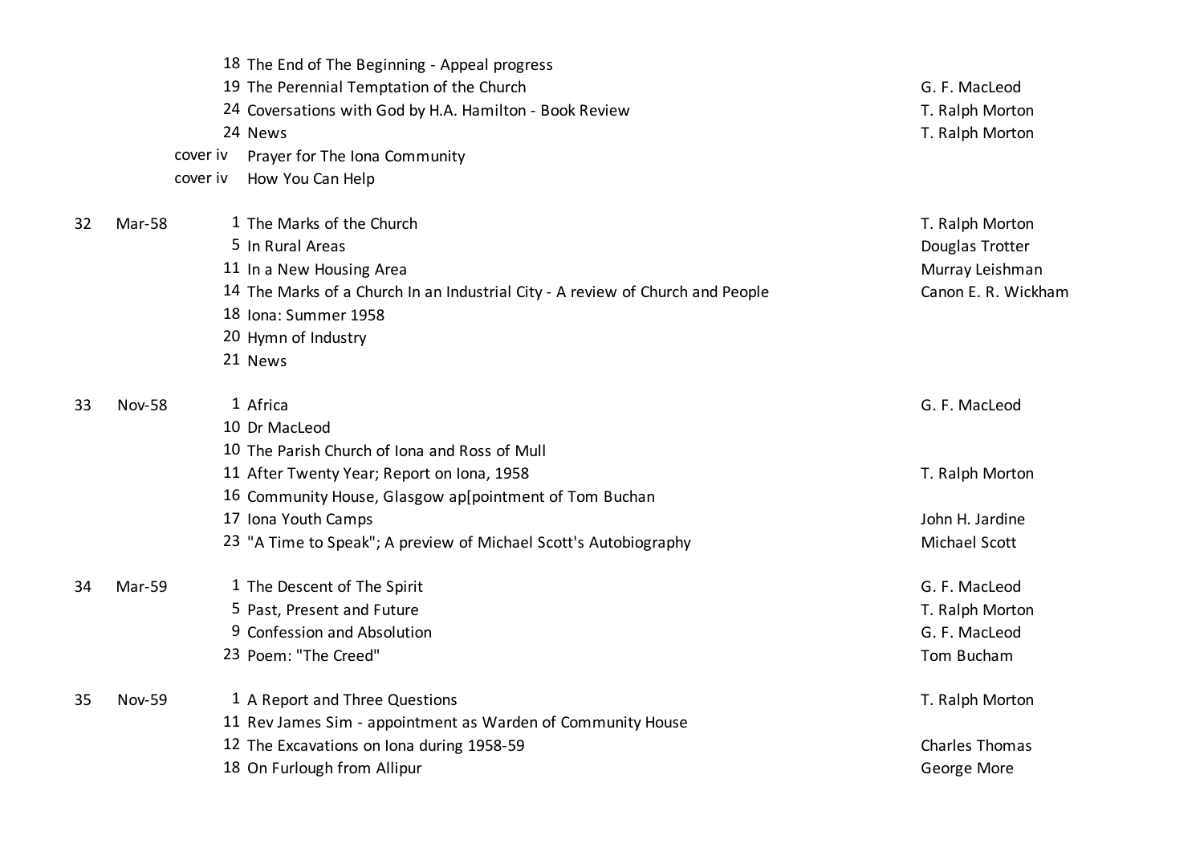| Issue | Date | Page | Title | Author |
|---|---|---|---|---|
| | | 18 | The End of The Beginning - Appeal progress | |
| | | 19 | The Perennial Temptation of the Church | G. F. MacLeod |
| | | 24 | Coversations with God by H.A. Hamilton - Book Review | T. Ralph Morton |
| | | 24 | News | T. Ralph Morton |
| | | cover iv | Prayer for The Iona Community | |
| | | cover iv | How You Can Help | |
| 32 | Mar-58 | 1 | The Marks of the Church | T. Ralph Morton |
| | | 5 | In Rural Areas | Douglas Trotter |
| | | 11 | In a New Housing Area | Murray Leishman |
| | | 14 | The Marks of a Church In an Industrial City - A review of Church and People | Canon E. R. Wickham |
| | | 18 | Iona: Summer 1958 | |
| | | 20 | Hymn of Industry | |
| | | 21 | News | |
| 33 | Nov-58 | 1 | Africa | G. F. MacLeod |
| | | 10 | Dr MacLeod | |
| | | 10 | The Parish Church of Iona and Ross of Mull | |
| | | 11 | After Twenty Year; Report on Iona, 1958 | T. Ralph Morton |
| | | 16 | Community House, Glasgow ap[pointment of Tom Buchan | |
| | | 17 | Iona Youth Camps | John H. Jardine |
| | | 23 | "A Time to Speak"; A preview of Michael Scott's Autobiography | Michael Scott |
| 34 | Mar-59 | 1 | The Descent of The Spirit | G. F. MacLeod |
| | | 5 | Past, Present and Future | T. Ralph Morton |
| | | 9 | Confession and Absolution | G. F. MacLeod |
| | | 23 | Poem: "The Creed" | Tom Bucham |
| 35 | Nov-59 | 1 | A Report and Three Questions | T. Ralph Morton |
| | | 11 | Rev James Sim - appointment as Warden of Community House | |
| | | 12 | The Excavations on Iona during 1958-59 | Charles Thomas |
| | | 18 | On Furlough from Allipur | George More |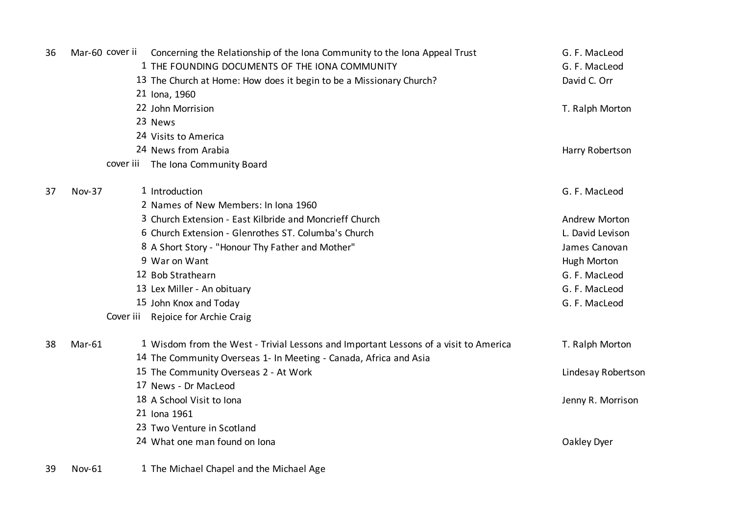| Issue | Date | Page | Title | Author |
|---|---|---|---|---|
| 36 | Mar-60 | cover ii | Concerning the Relationship of the Iona Community to the Iona Appeal Trust | G. F. MacLeod |
| | | 1 | THE FOUNDING DOCUMENTS OF THE IONA COMMUNITY | G. F. MacLeod |
| | | 13 | The Church at Home: How does it begin to be a Missionary Church? | David C. Orr |
| | | 21 | Iona, 1960 | |
| | | 22 | John Morrision | T. Ralph Morton |
| | | 23 | News | |
| | | 24 | Visits to America | |
| | | 24 | News from Arabia | Harry Robertson |
| | | cover iii | The Iona Community Board | |
| 37 | Nov-37 | 1 | Introduction | G. F. MacLeod |
| | | 2 | Names of New Members: In Iona 1960 | |
| | | 3 | Church Extension - East Kilbride and Moncrieff Church | Andrew Morton |
| | | 6 | Church Extension - Glenrothes ST. Columba's Church | L. David Levison |
| | | 8 | A Short Story - "Honour Thy Father and Mother" | James Canovan |
| | | 9 | War on Want | Hugh Morton |
| | | 12 | Bob Strathearn | G. F. MacLeod |
| | | 13 | Lex Miller - An obituary | G. F. MacLeod |
| | | 15 | John Knox and Today | G. F. MacLeod |
| | | Cover iii | Rejoice for Archie Craig | |
| 38 | Mar-61 | 1 | Wisdom from the West - Trivial Lessons and Important Lessons of a visit to America | T. Ralph Morton |
| | | 14 | The Community Overseas 1- In Meeting - Canada, Africa and Asia | |
| | | 15 | The Community Overseas 2 - At Work | Lindesay Robertson |
| | | 17 | News - Dr MacLeod | |
| | | 18 | A School Visit to Iona | Jenny R. Morrison |
| | | 21 | Iona 1961 | |
| | | 23 | Two Venture in Scotland | |
| | | 24 | What one man found on Iona | Oakley Dyer |
| 39 | Nov-61 | 1 | The Michael Chapel and the Michael Age | |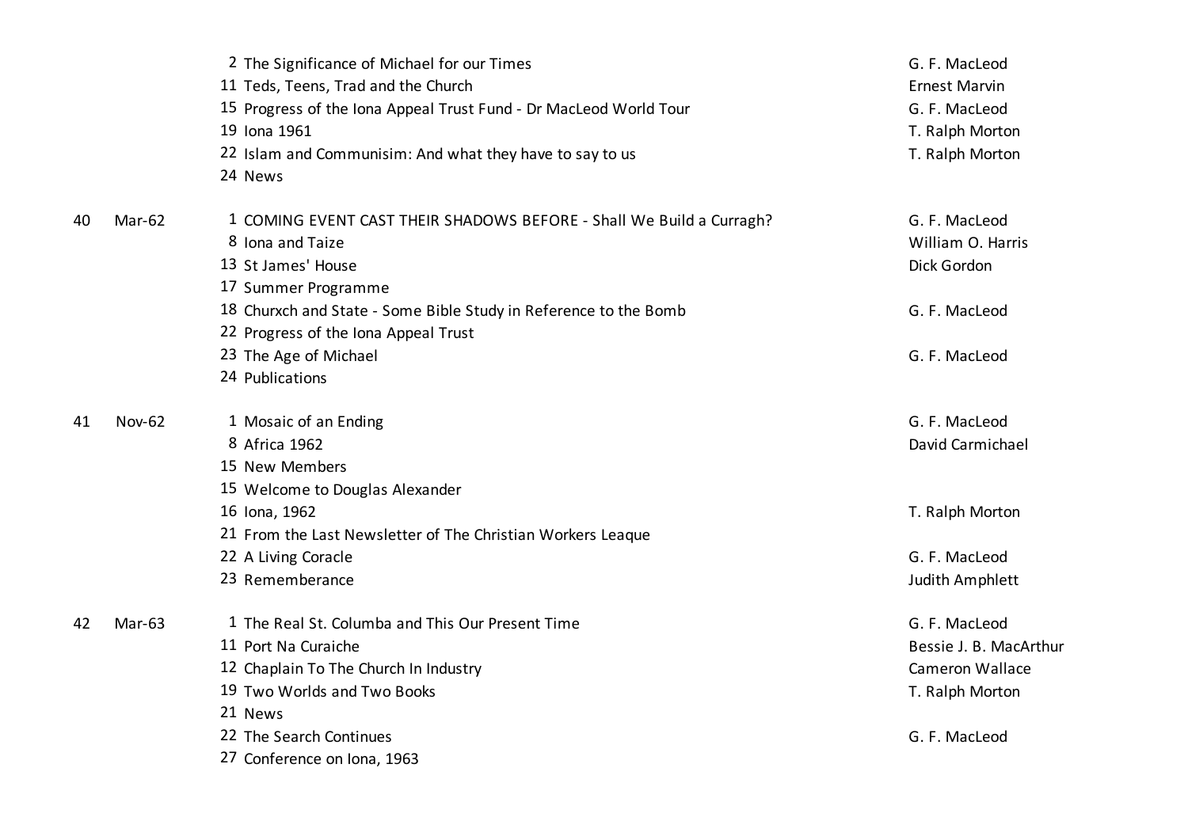| Issue | Date | Page | Title | Author |
|---|---|---|---|---|
| | | 2 | The Significance of Michael for our Times | G. F. MacLeod |
| | | 11 | Teds, Teens, Trad and the Church | Ernest Marvin |
| | | 15 | Progress of the Iona Appeal Trust Fund - Dr MacLeod World Tour | G. F. MacLeod |
| | | 19 | Iona 1961 | T. Ralph Morton |
| | | 22 | Islam and Communisim: And what they have to say to us | T. Ralph Morton |
| | | 24 | News | |
| 40 | Mar-62 | 1 | COMING EVENT CAST THEIR SHADOWS BEFORE - Shall We Build a Curragh? | G. F. MacLeod |
| | | 8 | Iona and Taize | William O. Harris |
| | | 13 | St James' House | Dick Gordon |
| | | 17 | Summer Programme | |
| | | 18 | Churxch and State - Some Bible Study in Reference to the Bomb | G. F. MacLeod |
| | | 22 | Progress of the Iona Appeal Trust | |
| | | 23 | The Age of Michael | G. F. MacLeod |
| | | 24 | Publications | |
| 41 | Nov-62 | 1 | Mosaic of an Ending | G. F. MacLeod |
| | | 8 | Africa 1962 | David Carmichael |
| | | 15 | New Members | |
| | | 15 | Welcome to Douglas Alexander | |
| | | 16 | Iona, 1962 | T. Ralph Morton |
| | | 21 | From the Last Newsletter of The Christian Workers Leaque | |
| | | 22 | A Living Coracle | G. F. MacLeod |
| | | 23 | Rememberance | Judith Amphlett |
| 42 | Mar-63 | 1 | The Real St. Columba and This Our Present Time | G. F. MacLeod |
| | | 11 | Port Na Curaiche | Bessie J. B. MacArthur |
| | | 12 | Chaplain To The Church In Industry | Cameron Wallace |
| | | 19 | Two Worlds and Two Books | T. Ralph Morton |
| | | 21 | News | |
| | | 22 | The Search Continues | G. F. MacLeod |
| | | 27 | Conference on Iona, 1963 | |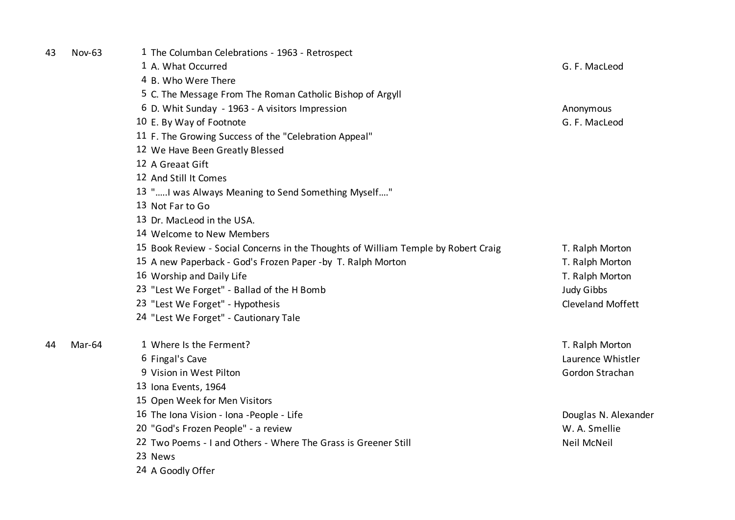| Issue | Date | Page | Title | Author |
|---|---|---|---|---|
| 43 | Nov-63 | 1 | The Columban Celebrations - 1963 - Retrospect | |
| | | 1 | A. What Occurred | G. F. MacLeod |
| | | 4 | B. Who Were There | |
| | | 5 | C. The Message From The Roman Catholic Bishop of Argyll | |
| | | 6 | D. Whit Sunday - 1963 - A visitors Impression | Anonymous |
| | | 10 | E. By Way of Footnote | G. F. MacLeod |
| | | 11 | F. The Growing Success of the "Celebration Appeal" | |
| | | 12 | We Have Been Greatly Blessed | |
| | | 12 | A Greaat Gift | |
| | | 12 | And Still It Comes | |
| | | 13 | ".....I was Always Meaning to Send Something Myself...." | |
| | | 13 | Not Far to Go | |
| | | 13 | Dr. MacLeod in the USA. | |
| | | 14 | Welcome to New Members | |
| | | 15 | Book Review - Social Concerns in the Thoughts of William Temple by Robert Craig | T. Ralph Morton |
| | | 15 | A new Paperback - God's Frozen Paper -by T. Ralph Morton | T. Ralph Morton |
| | | 16 | Worship and Daily Life | T. Ralph Morton |
| | | 23 | "Lest We Forget" - Ballad of the H Bomb | Judy Gibbs |
| | | 23 | "Lest We Forget" - Hypothesis | Cleveland Moffett |
| | | 24 | "Lest We Forget" - Cautionary Tale | |
| 44 | Mar-64 | 1 | Where Is the Ferment? | T. Ralph Morton |
| | | 6 | Fingal's Cave | Laurence Whistler |
| | | 9 | Vision in West Pilton | Gordon Strachan |
| | | 13 | Iona Events, 1964 | |
| | | 15 | Open Week for Men Visitors | |
| | | 16 | The Iona Vision - Iona -People - Life | Douglas N. Alexander |
| | | 20 | "God's Frozen People" - a review | W. A. Smellie |
| | | 22 | Two Poems - I and Others - Where The Grass is Greener Still | Neil McNeil |
| | | 23 | News | |
| | | 24 | A Goodly Offer | |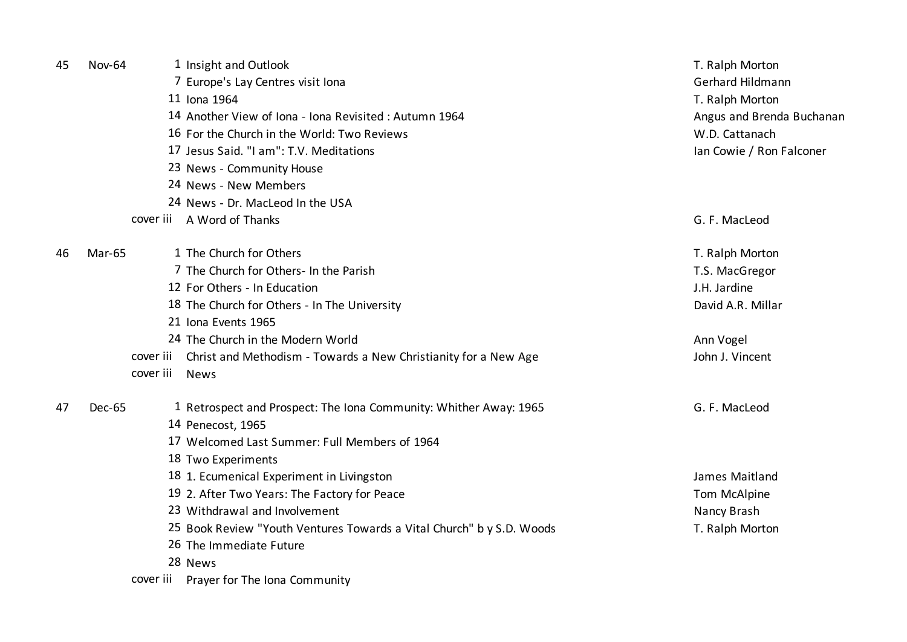| | | | | |
|---|---|---|---|---|
| 45 | Nov-64 | 1 | Insight and Outlook | T. Ralph Morton |
| | | 7 | Europe's Lay Centres visit Iona | Gerhard Hildmann |
| | | 11 | Iona 1964 | T. Ralph Morton |
| | | 14 | Another View of Iona - Iona Revisited : Autumn 1964 | Angus and Brenda Buchanan |
| | | 16 | For the Church in the World: Two Reviews | W.D. Cattanach |
| | | 17 | Jesus Said. "I am": T.V. Meditations | Ian Cowie / Ron Falconer |
| | | 23 | News - Community House | |
| | | 24 | News - New Members | |
| | | 24 | News - Dr. MacLeod In the USA | |
| | | cover iii | A Word of Thanks | G. F. MacLeod |
| 46 | Mar-65 | 1 | The Church for Others | T. Ralph Morton |
| | | 7 | The Church for Others- In the Parish | T.S. MacGregor |
| | | 12 | For Others - In Education | J.H. Jardine |
| | | 18 | The Church for Others - In The University | David A.R. Millar |
| | | 21 | Iona Events 1965 | |
| | | 24 | The Church in the Modern World | Ann Vogel |
| | | cover iii | Christ and Methodism - Towards a New Christianity for a New Age | John J. Vincent |
| | | cover iii | News | |
| 47 | Dec-65 | 1 | Retrospect and Prospect: The Iona Community: Whither Away: 1965 | G. F. MacLeod |
| | | 14 | Penecost, 1965 | |
| | | 17 | Welcomed Last Summer: Full Members of 1964 | |
| | | 18 | Two Experiments | |
| | | 18 | 1. Ecumenical Experiment in Livingston | James Maitland |
| | | 19 | 2. After Two Years: The Factory for Peace | Tom McAlpine |
| | | 23 | Withdrawal and Involvement | Nancy Brash |
| | | 25 | Book Review "Youth Ventures Towards a Vital Church" b y S.D. Woods | T. Ralph Morton |
| | | 26 | The Immediate Future | |
| | | 28 | News | |
| | | cover iii | Prayer for The Iona Community | |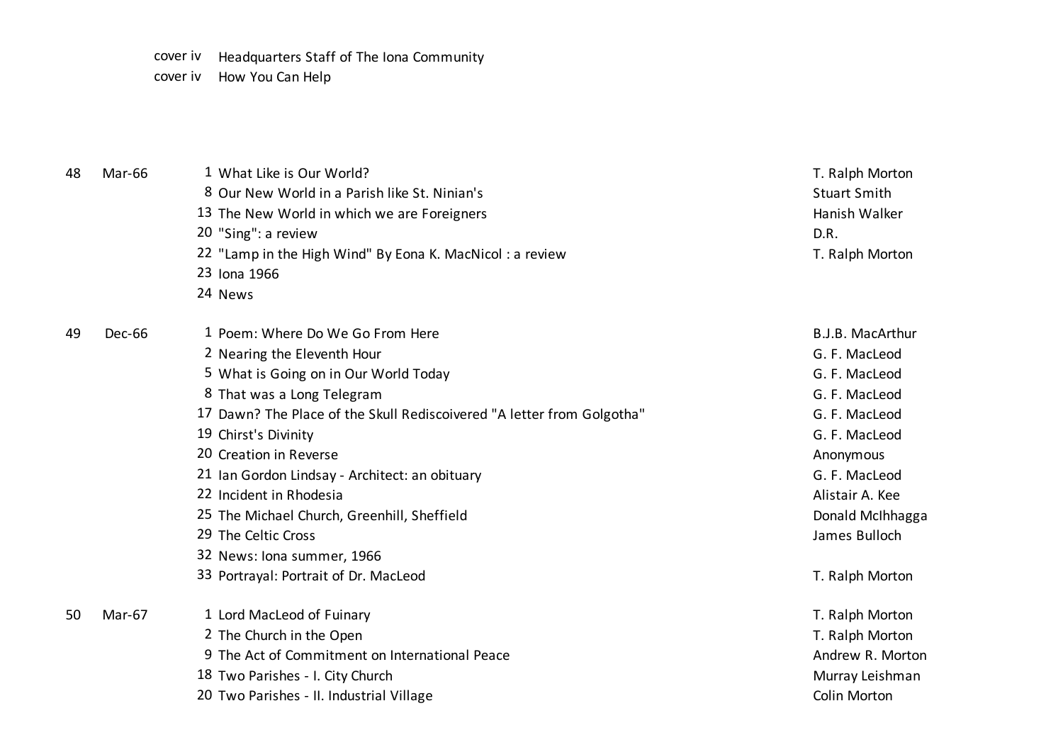| | | | | |
|---|---|---|---|---|
| | | cover iv | Headquarters Staff of The Iona Community | |
| | | cover iv | How You Can Help | |
| 48 | Mar-66 | 1 | What Like is Our World? | T. Ralph Morton |
| | | 8 | Our New World in a Parish like St. Ninian's | Stuart Smith |
| | | 13 | The New World in which we are Foreigners | Hanish Walker |
| | | 20 | "Sing": a review | D.R. |
| | | 22 | "Lamp in the High Wind" By Eona K. MacNicol : a review | T. Ralph Morton |
| | | 23 | Iona 1966 | |
| | | 24 | News | |
| 49 | Dec-66 | 1 | Poem: Where Do We Go From Here | B.J.B. MacArthur |
| | | 2 | Nearing the Eleventh Hour | G. F. MacLeod |
| | | 5 | What is Going on in Our World Today | G. F. MacLeod |
| | | 8 | That was a Long Telegram | G. F. MacLeod |
| | | 17 | Dawn? The Place of the Skull Rediscoivered "A letter from Golgotha" | G. F. MacLeod |
| | | 19 | Chirst's Divinity | G. F. MacLeod |
| | | 20 | Creation in Reverse | Anonymous |
| | | 21 | Ian Gordon Lindsay - Architect: an obituary | G. F. MacLeod |
| | | 22 | Incident in Rhodesia | Alistair A. Kee |
| | | 25 | The Michael Church, Greenhill, Sheffield | Donald McIhhagga |
| | | 29 | The Celtic Cross | James Bulloch |
| | | 32 | News: Iona summer, 1966 | |
| | | 33 | Portrayal: Portrait of Dr. MacLeod | T. Ralph Morton |
| 50 | Mar-67 | 1 | Lord MacLeod of Fuinary | T. Ralph Morton |
| | | 2 | The Church in the Open | T. Ralph Morton |
| | | 9 | The Act of Commitment on International Peace | Andrew R. Morton |
| | | 18 | Two Parishes - I. City Church | Murray Leishman |
| | | 20 | Two Parishes - II. Industrial Village | Colin Morton |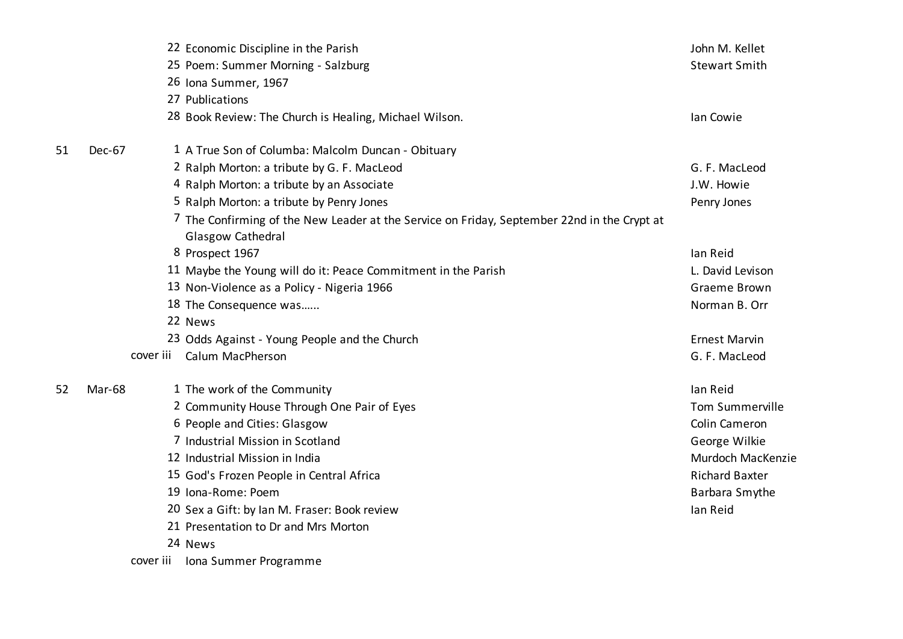| Issue | Date | Page | Title | Author |
|---|---|---|---|---|
| | | 22 | Economic Discipline in the Parish | John M. Kellet |
| | | 25 | Poem: Summer Morning - Salzburg | Stewart Smith |
| | | 26 | Iona Summer, 1967 | |
| | | 27 | Publications | |
| | | 28 | Book Review: The Church is Healing, Michael Wilson. | Ian Cowie |
| 51 | Dec-67 | 1 | A True Son of Columba: Malcolm Duncan - Obituary | |
| | | 2 | Ralph Morton: a tribute by G. F. MacLeod | G. F. MacLeod |
| | | 4 | Ralph Morton: a tribute by an Associate | J.W. Howie |
| | | 5 | Ralph Morton: a tribute by Penry Jones | Penry Jones |
| | | 7 | The Confirming of the New Leader at the Service on Friday, September 22nd in the Crypt at Glasgow Cathedral | |
| | | 8 | Prospect 1967 | Ian Reid |
| | | 11 | Maybe the Young will do it: Peace Commitment in the Parish | L. David Levison |
| | | 13 | Non-Violence as a Policy - Nigeria 1966 | Graeme Brown |
| | | 18 | The Consequence was…... | Norman B. Orr |
| | | 22 | News | |
| | | 23 | Odds Against - Young People and the Church | Ernest Marvin |
| | | cover iii | Calum MacPherson | G. F. MacLeod |
| 52 | Mar-68 | 1 | The work of the Community | Ian Reid |
| | | 2 | Community House Through One Pair of Eyes | Tom Summerville |
| | | 6 | People and Cities: Glasgow | Colin Cameron |
| | | 7 | Industrial Mission in Scotland | George Wilkie |
| | | 12 | Industrial Mission in India | Murdoch MacKenzie |
| | | 15 | God's Frozen People in Central Africa | Richard Baxter |
| | | 19 | Iona-Rome: Poem | Barbara Smythe |
| | | 20 | Sex a Gift: by Ian M. Fraser: Book review | Ian Reid |
| | | 21 | Presentation to Dr and Mrs Morton | |
| | | 24 | News | |
| | | cover iii | Iona Summer Programme | |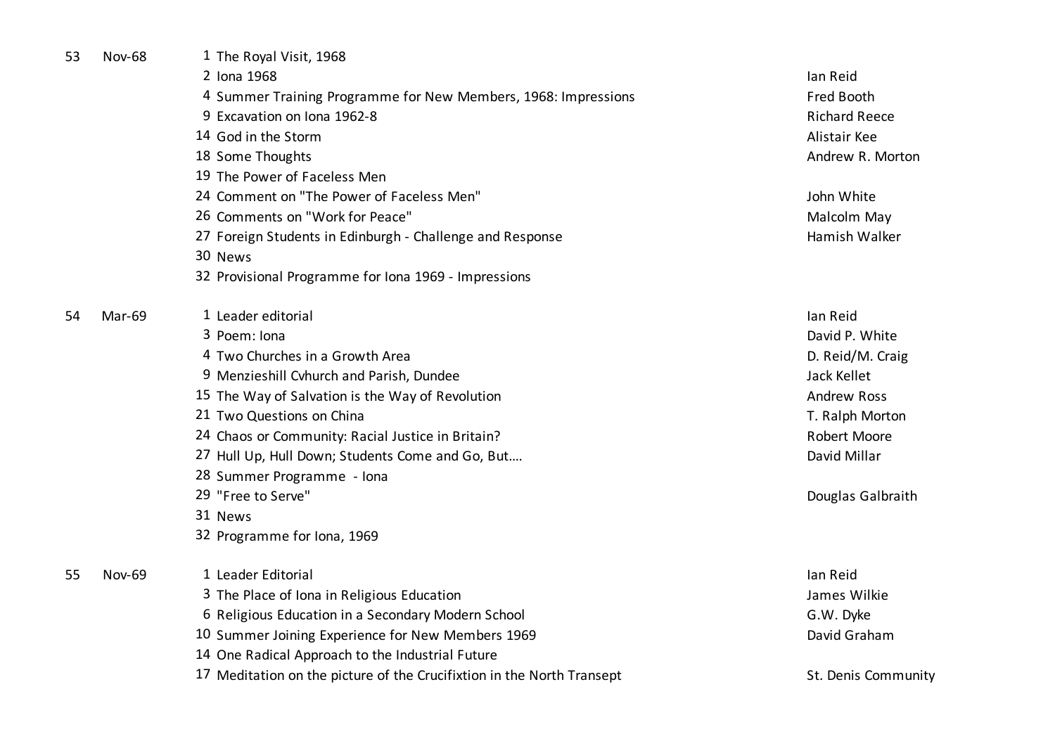| | | | | |
|---|---|---|---|---|
| 53 | Nov-68 | 1 | The Royal Visit, 1968 | |
| | | 2 | Iona 1968 | Ian Reid |
| | | 4 | Summer Training Programme for New Members, 1968: Impressions | Fred Booth |
| | | 9 | Excavation on Iona 1962-8 | Richard Reece |
| | | 14 | God in the Storm | Alistair Kee |
| | | 18 | Some Thoughts | Andrew R. Morton |
| | | 19 | The Power of Faceless Men | |
| | | 24 | Comment on "The Power of Faceless Men" | John White |
| | | 26 | Comments on "Work for Peace" | Malcolm May |
| | | 27 | Foreign Students in Edinburgh - Challenge and Response | Hamish Walker |
| | | 30 | News | |
| | | 32 | Provisional Programme for Iona 1969 - Impressions | |
| 54 | Mar-69 | 1 | Leader editorial | Ian Reid |
| | | 3 | Poem: Iona | David P. White |
| | | 4 | Two Churches in a Growth Area | D. Reid/M. Craig |
| | | 9 | Menzieshill Cvhurch and Parish, Dundee | Jack Kellet |
| | | 15 | The Way of Salvation is the Way of Revolution | Andrew Ross |
| | | 21 | Two Questions on China | T. Ralph Morton |
| | | 24 | Chaos or Community: Racial Justice in Britain? | Robert Moore |
| | | 27 | Hull Up, Hull Down; Students Come and Go, But…. | David Millar |
| | | 28 | Summer Programme - Iona | |
| | | 29 | "Free to Serve" | Douglas Galbraith |
| | | 31 | News | |
| | | 32 | Programme for Iona, 1969 | |
| 55 | Nov-69 | 1 | Leader Editorial | Ian Reid |
| | | 3 | The Place of Iona in Religious Education | James Wilkie |
| | | 6 | Religious Education in a Secondary Modern School | G.W. Dyke |
| | | 10 | Summer Joining Experience for New Members 1969 | David Graham |
| | | 14 | One Radical Approach to the Industrial Future | |
| | | 17 | Meditation on the picture of the Crucifixtion in the North Transept | St. Denis Community |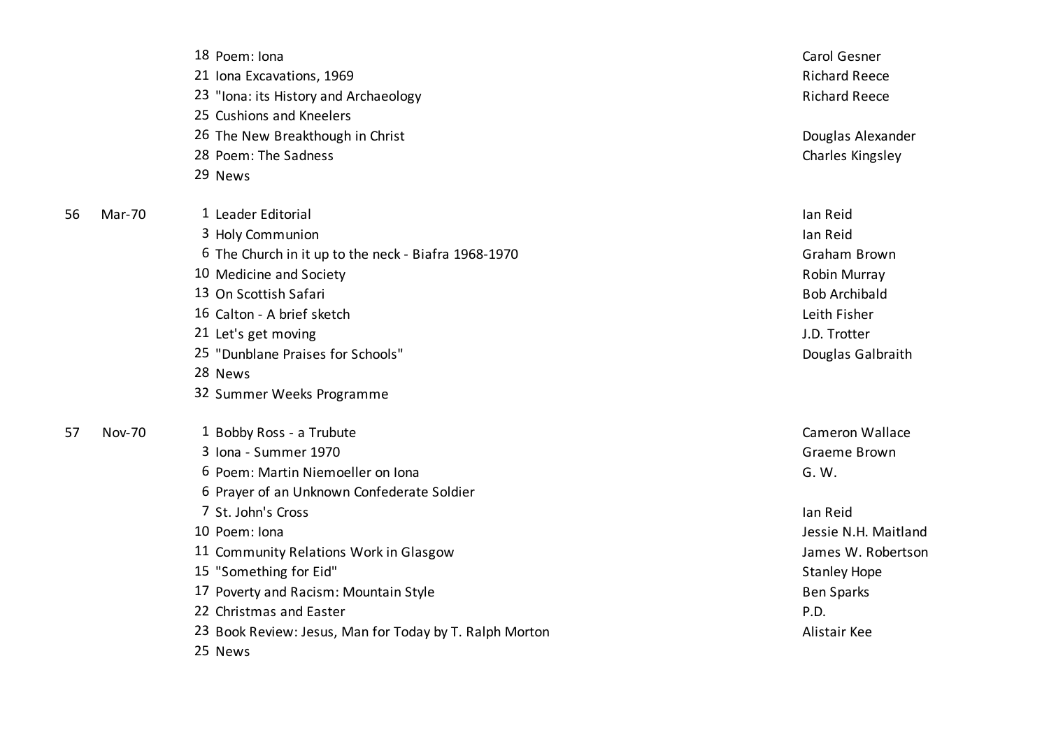| Issue | Date | Page | Title | Author |
|---|---|---|---|---|
| | | 18 | Poem: Iona | Carol Gesner |
| | | 21 | Iona Excavations, 1969 | Richard Reece |
| | | 23 | "Iona: its History and Archaeology | Richard Reece |
| | | 25 | Cushions and Kneelers | |
| | | 26 | The New Breakthough in Christ | Douglas Alexander |
| | | 28 | Poem: The Sadness | Charles Kingsley |
| | | 29 | News | |
| 56 | Mar-70 | 1 | Leader Editorial | Ian Reid |
| | | 3 | Holy Communion | Ian Reid |
| | | 6 | The Church in it up to the neck - Biafra 1968-1970 | Graham Brown |
| | | 10 | Medicine and Society | Robin Murray |
| | | 13 | On Scottish Safari | Bob Archibald |
| | | 16 | Calton - A brief sketch | Leith Fisher |
| | | 21 | Let's get moving | J.D. Trotter |
| | | 25 | "Dunblane Praises for Schools" | Douglas Galbraith |
| | | 28 | News | |
| | | 32 | Summer Weeks Programme | |
| 57 | Nov-70 | 1 | Bobby Ross - a Tribute | Cameron Wallace |
| | | 3 | Iona - Summer 1970 | Graeme Brown |
| | | 6 | Poem: Martin Niemoeller on Iona | G. W. |
| | | 6 | Prayer of an Unknown Confederate Soldier | |
| | | 7 | St. John's Cross | Ian Reid |
| | | 10 | Poem: Iona | Jessie N.H. Maitland |
| | | 11 | Community Relations Work in Glasgow | James W. Robertson |
| | | 15 | "Something for Eid" | Stanley Hope |
| | | 17 | Poverty and Racism: Mountain Style | Ben Sparks |
| | | 22 | Christmas and Easter | P.D. |
| | | 23 | Book Review: Jesus, Man for Today by T. Ralph Morton | Alistair Kee |
| | | 25 | News | |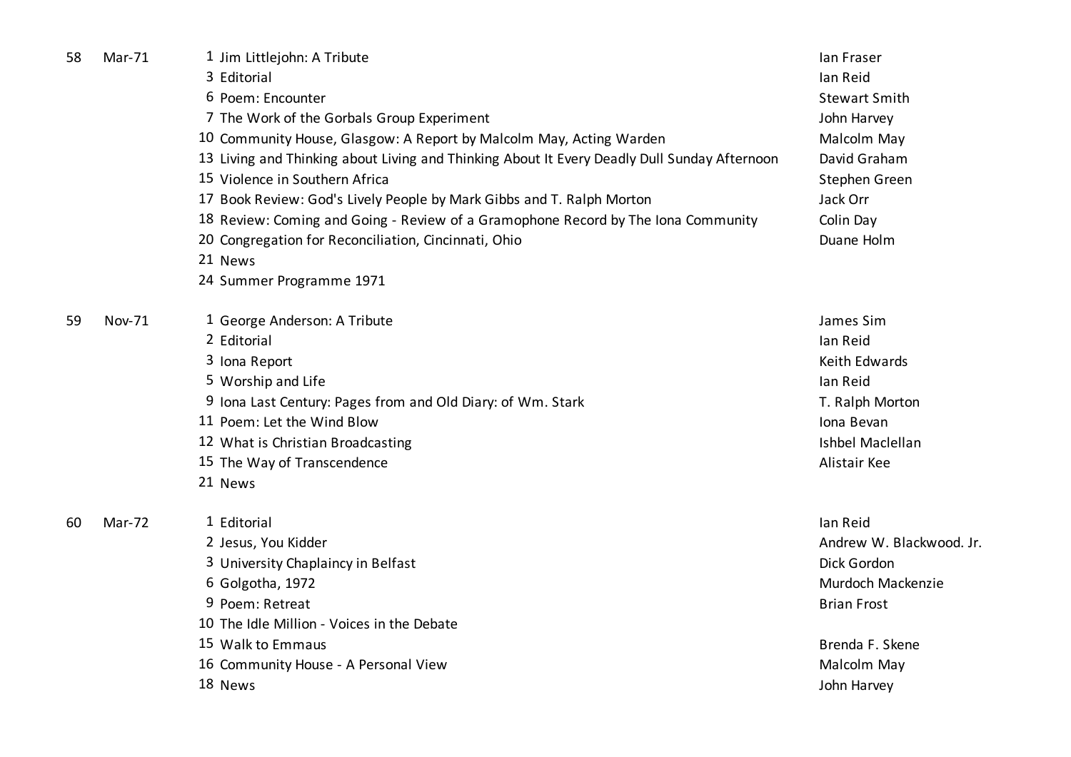| | | | | |
|---|---|---|---|---|
| 58 | Mar-71 | 1 | Jim Littlejohn: A Tribute | Ian Fraser |
| | | 3 | Editorial | Ian Reid |
| | | 6 | Poem: Encounter | Stewart Smith |
| | | 7 | The Work of the Gorbals Group Experiment | John Harvey |
| | | 10 | Community House, Glasgow: A Report by Malcolm May, Acting Warden | Malcolm May |
| | | 13 | Living and Thinking about Living and Thinking About It Every Deadly Dull Sunday Afternoon | David Graham |
| | | 15 | Violence in Southern Africa | Stephen Green |
| | | 17 | Book Review: God's Lively People by Mark Gibbs and T. Ralph Morton | Jack Orr |
| | | 18 | Review: Coming and Going - Review of a Gramophone Record by The Iona Community | Colin Day |
| | | 20 | Congregation for Reconciliation, Cincinnati, Ohio | Duane Holm |
| | | 21 | News | |
| | | 24 | Summer Programme 1971 | |
| 59 | Nov-71 | 1 | George Anderson: A Tribute | James Sim |
| | | 2 | Editorial | Ian Reid |
| | | 3 | Iona Report | Keith Edwards |
| | | 5 | Worship and Life | Ian Reid |
| | | 9 | Iona Last Century: Pages from and Old Diary: of Wm. Stark | T. Ralph Morton |
| | | 11 | Poem: Let the Wind Blow | Iona Bevan |
| | | 12 | What is Christian Broadcasting | Ishbel Maclellan |
| | | 15 | The Way of Transcendence | Alistair Kee |
| | | 21 | News | |
| 60 | Mar-72 | 1 | Editorial | Ian Reid |
| | | 2 | Jesus, You Kidder | Andrew W. Blackwood. Jr. |
| | | 3 | University Chaplaincy in Belfast | Dick Gordon |
| | | 6 | Golgotha, 1972 | Murdoch Mackenzie |
| | | 9 | Poem: Retreat | Brian Frost |
| | | 10 | The Idle Million - Voices in the Debate | |
| | | 15 | Walk to Emmaus | Brenda F. Skene |
| | | 16 | Community House - A Personal View | Malcolm May |
| | | 18 | News | John Harvey |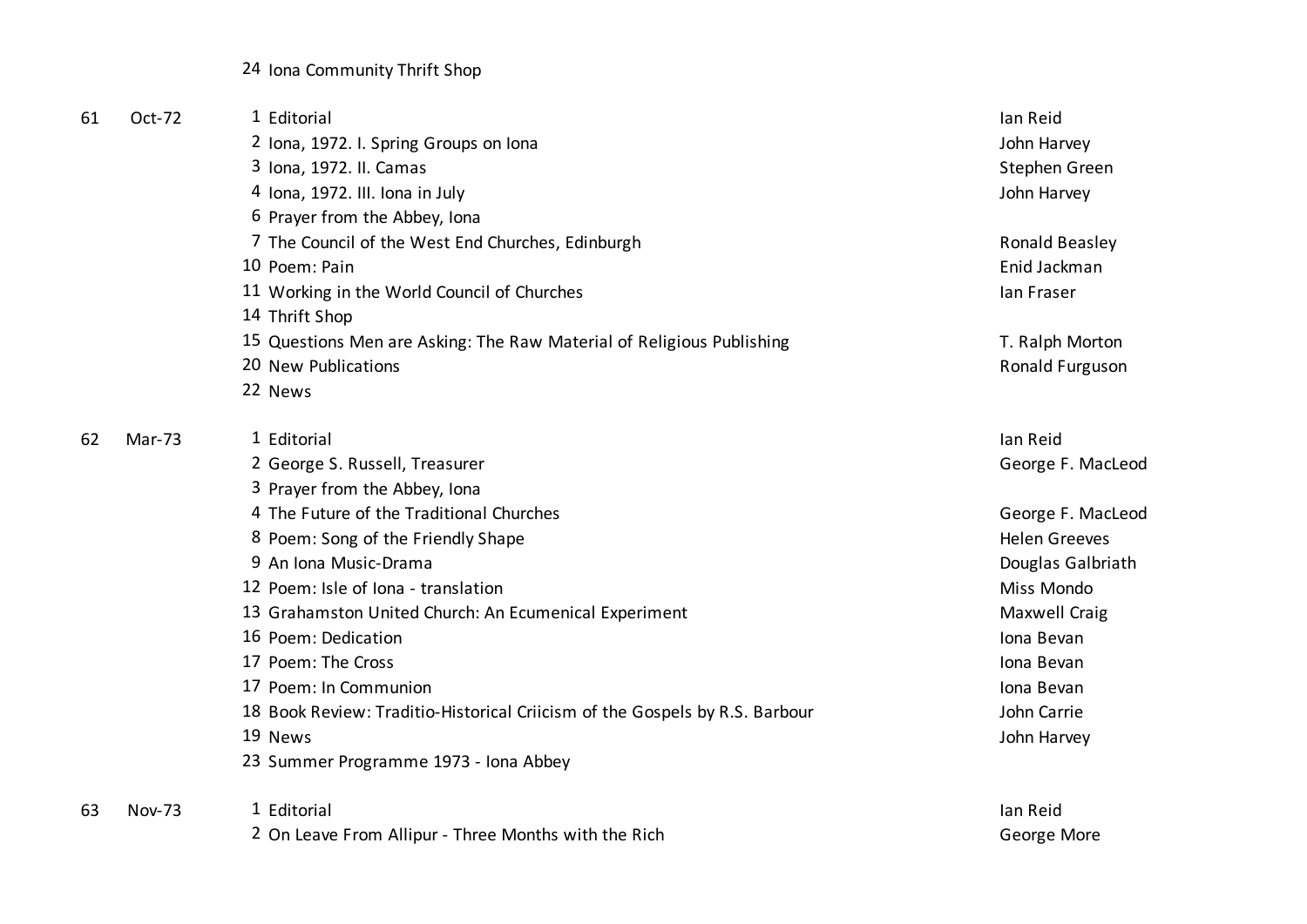| Issue | Date | Page | Title | Author |
|---|---|---|---|---|
| | | 24 | Iona Community Thrift Shop | |
| 61 | Oct-72 | 1 | Editorial | Ian Reid |
| | | 2 | Iona, 1972. I. Spring Groups on Iona | John Harvey |
| | | 3 | Iona, 1972. II. Camas | Stephen Green |
| | | 4 | Iona, 1972. III. Iona in July | John Harvey |
| | | 6 | Prayer from the Abbey, Iona | |
| | | 7 | The Council of the West End Churches, Edinburgh | Ronald Beasley |
| | | 10 | Poem: Pain | Enid Jackman |
| | | 11 | Working in the World Council of Churches | Ian Fraser |
| | | 14 | Thrift Shop | |
| | | 15 | Questions Men are Asking: The Raw Material of Religious Publishing | T. Ralph Morton |
| | | 20 | New Publications | Ronald Furguson |
| | | 22 | News | |
| 62 | Mar-73 | 1 | Editorial | Ian Reid |
| | | 2 | George S. Russell, Treasurer | George F. MacLeod |
| | | 3 | Prayer from the Abbey, Iona | |
| | | 4 | The Future of the Traditional Churches | George F. MacLeod |
| | | 8 | Poem: Song of the Friendly Shape | Helen Greeves |
| | | 9 | An Iona Music-Drama | Douglas Galbriath |
| | | 12 | Poem: Isle of Iona - translation | Miss Mondo |
| | | 13 | Grahamston United Church: An Ecumenical Experiment | Maxwell Craig |
| | | 16 | Poem: Dedication | Iona Bevan |
| | | 17 | Poem: The Cross | Iona Bevan |
| | | 17 | Poem: In Communion | Iona Bevan |
| | | 18 | Book Review: Traditio-Historical Criicism of the Gospels by R.S. Barbour | John Carrie |
| | | 19 | News | John Harvey |
| | | 23 | Summer Programme 1973 - Iona Abbey | |
| 63 | Nov-73 | 1 | Editorial | Ian Reid |
| | | 2 | On Leave From Allipur - Three Months with the Rich | George More |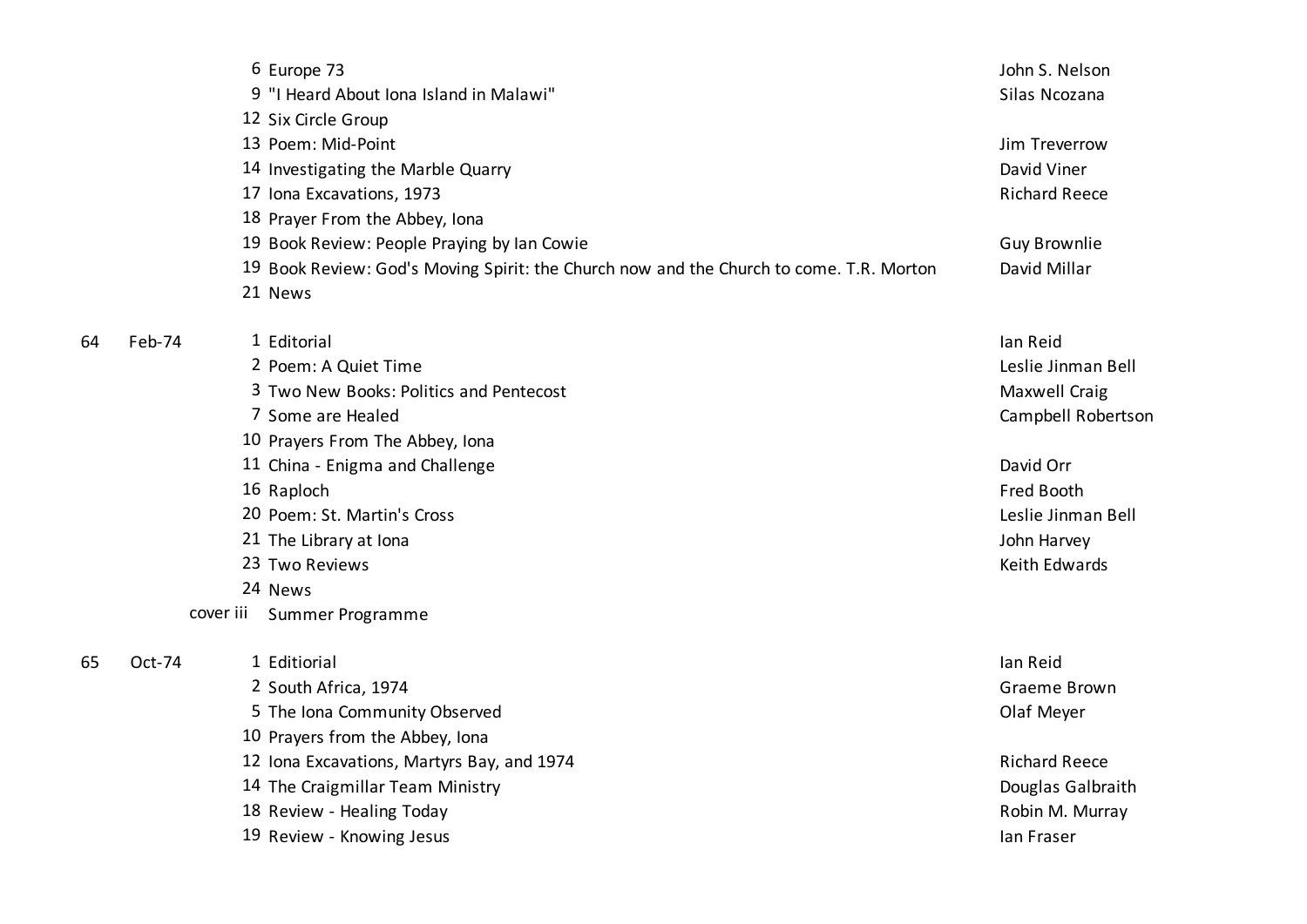| Issue | Date | Page | Title | Author |
|---|---|---|---|---|
| | | 6 | Europe 73 | John S. Nelson |
| | | 9 | "I Heard About Iona Island in Malawi" | Silas Ncozana |
| | | 12 | Six Circle Group | |
| | | 13 | Poem: Mid-Point | Jim Treverrow |
| | | 14 | Investigating the Marble Quarry | David Viner |
| | | 17 | Iona Excavations, 1973 | Richard Reece |
| | | 18 | Prayer From the Abbey, Iona | |
| | | 19 | Book Review: People Praying by Ian Cowie | Guy Brownlie |
| | | 19 | Book Review: God's Moving Spirit: the Church now and the Church to come. T.R. Morton | David Millar |
| | | 21 | News | |
| 64 | Feb-74 | 1 | Editorial | Ian Reid |
| | | 2 | Poem: A Quiet Time | Leslie Jinman Bell |
| | | 3 | Two New Books: Politics and Pentecost | Maxwell Craig |
| | | 7 | Some are Healed | Campbell Robertson |
| | | 10 | Prayers From The Abbey, Iona | |
| | | 11 | China - Enigma and Challenge | David Orr |
| | | 16 | Raploch | Fred Booth |
| | | 20 | Poem: St. Martin's Cross | Leslie Jinman Bell |
| | | 21 | The Library at Iona | John Harvey |
| | | 23 | Two Reviews | Keith Edwards |
| | | 24 | News | |
| | | cover iii | Summer Programme | |
| 65 | Oct-74 | 1 | Editiorial | Ian Reid |
| | | 2 | South Africa, 1974 | Graeme Brown |
| | | 5 | The Iona Community Observed | Olaf Meyer |
| | | 10 | Prayers from the Abbey, Iona | |
| | | 12 | Iona Excavations, Martyrs Bay, and 1974 | Richard Reece |
| | | 14 | The Craigmillar Team Ministry | Douglas Galbraith |
| | | 18 | Review - Healing Today | Robin M. Murray |
| | | 19 | Review - Knowing Jesus | Ian Fraser |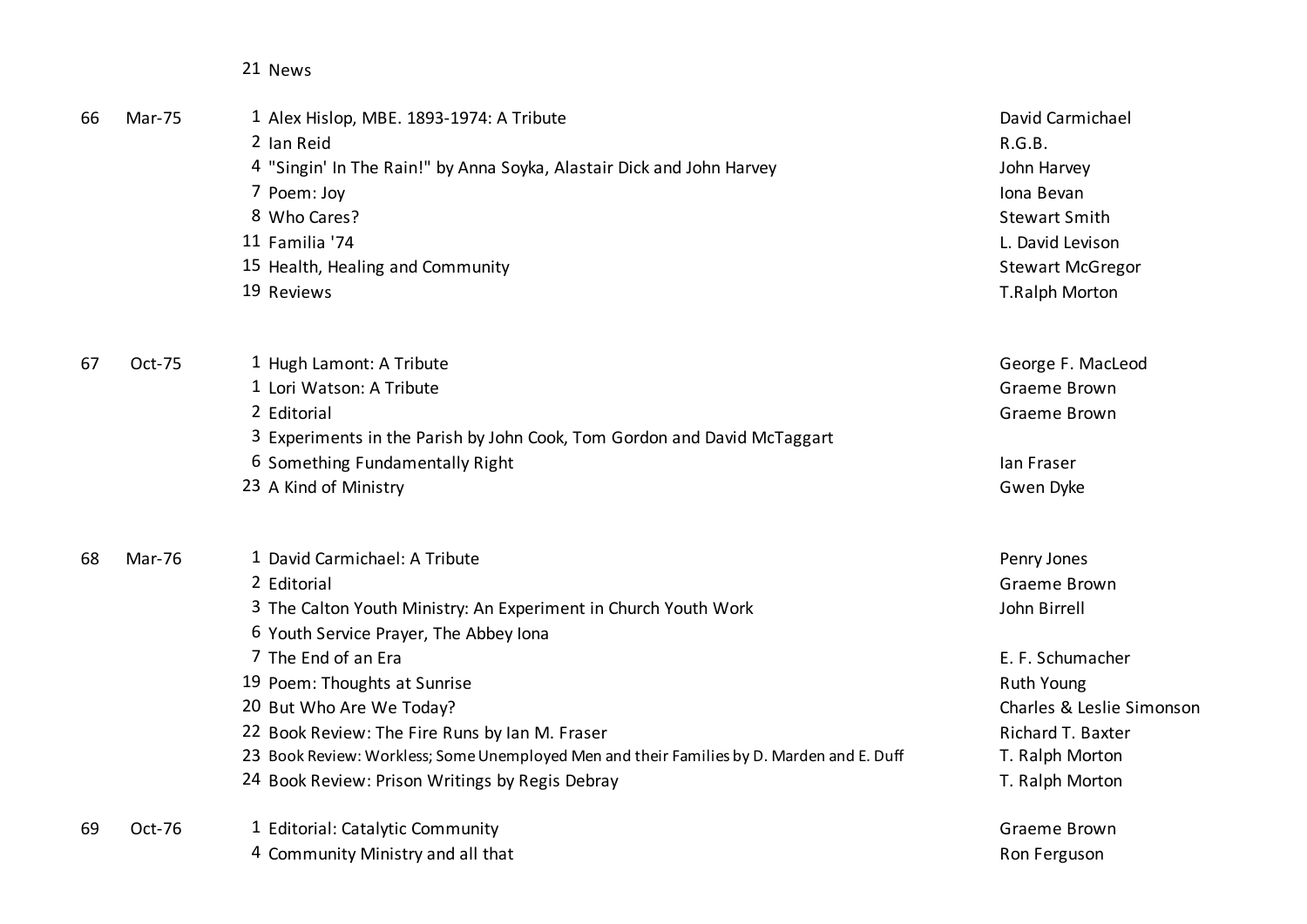| Issue | Date | Page | Title | Author |
|---|---|---|---|---|
| | | 21 | News | |
| 66 | Mar-75 | 1 | Alex Hislop, MBE. 1893-1974: A Tribute | David Carmichael |
| | | 2 | Ian Reid | R.G.B. |
| | | 4 | "Singin' In The Rain!" by Anna Soyka, Alastair Dick and John Harvey | John Harvey |
| | | 7 | Poem: Joy | Iona Bevan |
| | | 8 | Who Cares? | Stewart Smith |
| | | 11 | Familia '74 | L. David Levison |
| | | 15 | Health, Healing and Community | Stewart McGregor |
| | | 19 | Reviews | T.Ralph Morton |
| 67 | Oct-75 | 1 | Hugh Lamont: A Tribute | George F. MacLeod |
| | | 1 | Lori Watson: A Tribute | Graeme Brown |
| | | 2 | Editorial | Graeme Brown |
| | | 3 | Experiments in the Parish by John Cook, Tom Gordon and David McTaggart | |
| | | 6 | Something Fundamentally Right | Ian Fraser |
| | | 23 | A Kind of Ministry | Gwen Dyke |
| 68 | Mar-76 | 1 | David Carmichael: A Tribute | Penry Jones |
| | | 2 | Editorial | Graeme Brown |
| | | 3 | The Calton Youth Ministry: An Experiment in Church Youth Work | John Birrell |
| | | 6 | Youth Service Prayer, The Abbey Iona | |
| | | 7 | The End of an Era | E. F. Schumacher |
| | | 19 | Poem: Thoughts at Sunrise | Ruth Young |
| | | 20 | But Who Are We Today? | Charles & Leslie Simonson |
| | | 22 | Book Review: The Fire Runs by Ian M. Fraser | Richard T. Baxter |
| | | 23 | Book Review: Workless; Some Unemployed Men and their Families by D. Marden and E. Duff | T. Ralph Morton |
| | | 24 | Book Review: Prison Writings by Regis Debray | T. Ralph Morton |
| 69 | Oct-76 | 1 | Editorial: Catalytic Community | Graeme Brown |
| | | 4 | Community Ministry and all that | Ron Ferguson |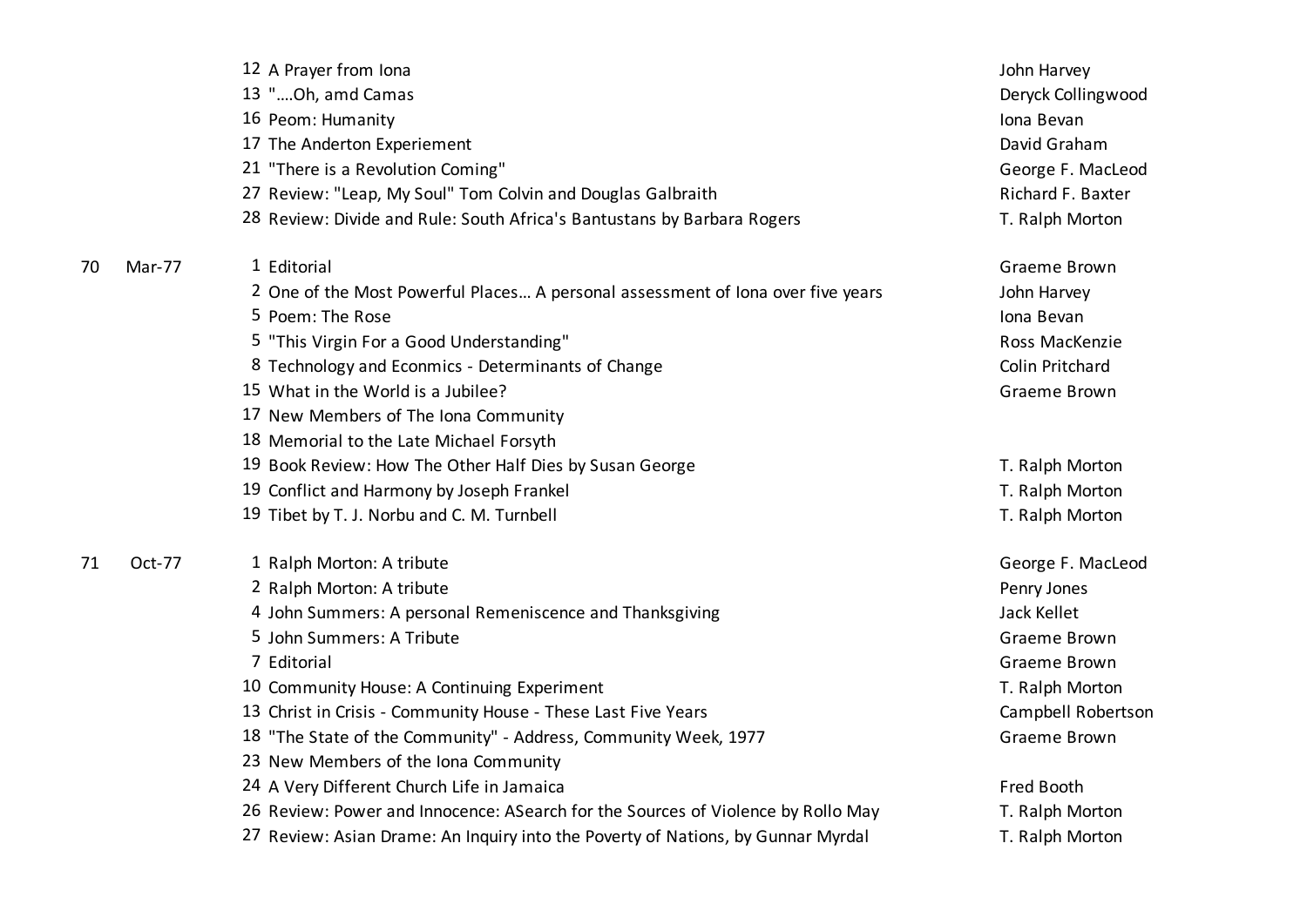| Issue | Date | Page | Title | Author |
|---|---|---|---|---|
| | | 12 | A Prayer from Iona | John Harvey |
| | | 13 | "….Oh, amd Camas | Deryck Collingwood |
| | | 16 | Peom: Humanity | Iona Bevan |
| | | 17 | The Anderton Experiement | David Graham |
| | | 21 | "There is a Revolution Coming" | George F. MacLeod |
| | | 27 | Review: "Leap, My Soul" Tom Colvin and Douglas Galbraith | Richard F. Baxter |
| | | 28 | Review: Divide and Rule: South Africa's Bantustans by Barbara Rogers | T. Ralph Morton |
| 70 | Mar-77 | 1 | Editorial | Graeme Brown |
| | | 2 | One of the Most Powerful Places… A personal assessment of Iona over five years | John Harvey |
| | | 5 | Poem: The Rose | Iona Bevan |
| | | 5 | "This Virgin For a Good Understanding" | Ross MacKenzie |
| | | 8 | Technology and Econmics - Determinants of Change | Colin Pritchard |
| | | 15 | What in the World is a Jubilee? | Graeme Brown |
| | | 17 | New Members of The Iona Community | |
| | | 18 | Memorial to the Late Michael Forsyth | |
| | | 19 | Book Review: How The Other Half Dies by Susan George | T. Ralph Morton |
| | | 19 | Conflict and Harmony by Joseph Frankel | T. Ralph Morton |
| | | 19 | Tibet by T. J. Norbu and C. M. Turnbell | T. Ralph Morton |
| 71 | Oct-77 | 1 | Ralph Morton: A tribute | George F. MacLeod |
| | | 2 | Ralph Morton: A tribute | Penry Jones |
| | | 4 | John Summers: A personal Remeniscence and Thanksgiving | Jack Kellet |
| | | 5 | John Summers: A Tribute | Graeme Brown |
| | | 7 | Editorial | Graeme Brown |
| | | 10 | Community House: A Continuing Experiment | T. Ralph Morton |
| | | 13 | Christ in Crisis - Community House - These Last Five Years | Campbell Robertson |
| | | 18 | "The State of the Community" - Address, Community Week, 1977 | Graeme Brown |
| | | 23 | New Members of the Iona Community | |
| | | 24 | A Very Different Church Life in Jamaica | Fred Booth |
| | | 26 | Review: Power and Innocence: ASearch for the Sources of Violence by Rollo May | T. Ralph Morton |
| | | 27 | Review: Asian Drame: An Inquiry into the Poverty of Nations, by Gunnar Myrdal | T. Ralph Morton |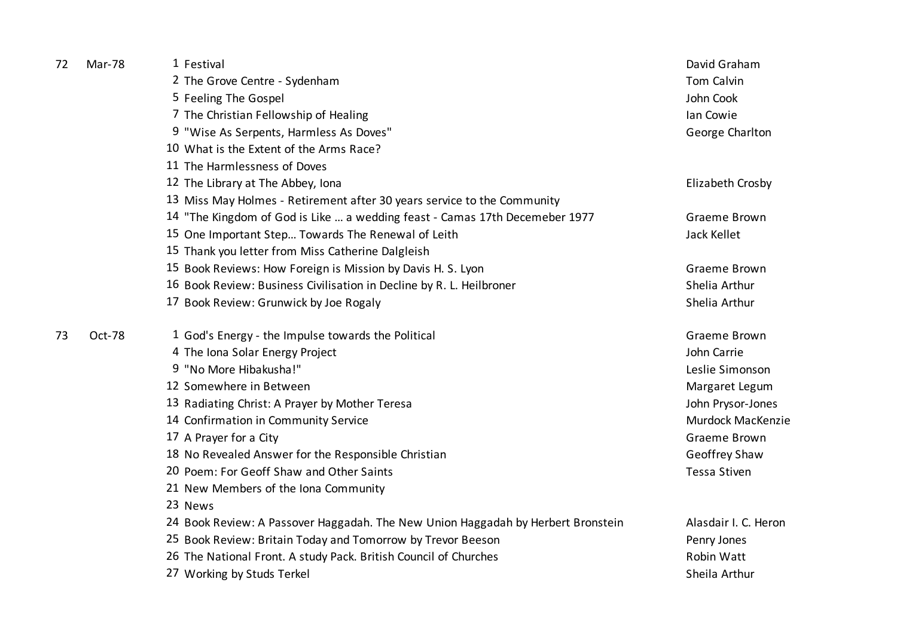| Issue | Date | Page | Title | Author |
|---|---|---|---|---|
| 72 | Mar-78 | 1 | Festival | David Graham |
| | | 2 | The Grove Centre - Sydenham | Tom Calvin |
| | | 5 | Feeling The Gospel | John Cook |
| | | 7 | The Christian Fellowship of Healing | Ian Cowie |
| | | 9 | "Wise As Serpents, Harmless As Doves" | George Charlton |
| | | 10 | What is the Extent of the Arms Race? | |
| | | 11 | The Harmlessness of Doves | |
| | | 12 | The Library at The Abbey, Iona | Elizabeth Crosby |
| | | 13 | Miss May Holmes - Retirement after 30 years service to the Community | |
| | | 14 | "The Kingdom of God is Like … a wedding feast - Camas 17th Decemeber 1977 | Graeme Brown |
| | | 15 | One Important Step… Towards The Renewal of Leith | Jack Kellet |
| | | 15 | Thank you letter from Miss Catherine Dalgleish | |
| | | 15 | Book Reviews: How Foreign is Mission by Davis H. S. Lyon | Graeme Brown |
| | | 16 | Book Review: Business Civilisation in Decline by R. L. Heilbroner | Shelia Arthur |
| | | 17 | Book Review: Grunwick by Joe Rogaly | Shelia Arthur |
| 73 | Oct-78 | 1 | God's Energy - the Impulse towards the Political | Graeme Brown |
| | | 4 | The Iona Solar Energy Project | John Carrie |
| | | 9 | "No More Hibakusha!" | Leslie Simonson |
| | | 12 | Somewhere in Between | Margaret Legum |
| | | 13 | Radiating Christ: A Prayer by Mother Teresa | John Prysor-Jones |
| | | 14 | Confirmation in Community Service | Murdock MacKenzie |
| | | 17 | A Prayer for a City | Graeme Brown |
| | | 18 | No Revealed Answer for the Responsible Christian | Geoffrey Shaw |
| | | 20 | Poem: For Geoff Shaw and Other Saints | Tessa Stiven |
| | | 21 | New Members of the Iona Community | |
| | | 23 | News | |
| | | 24 | Book Review: A Passover Haggadah. The New Union Haggadah by Herbert Bronstein | Alasdair I. C. Heron |
| | | 25 | Book Review: Britain Today and Tomorrow by Trevor Beeson | Penry Jones |
| | | 26 | The National Front. A study Pack. British Council of Churches | Robin Watt |
| | | 27 | Working by Studs Terkel | Sheila Arthur |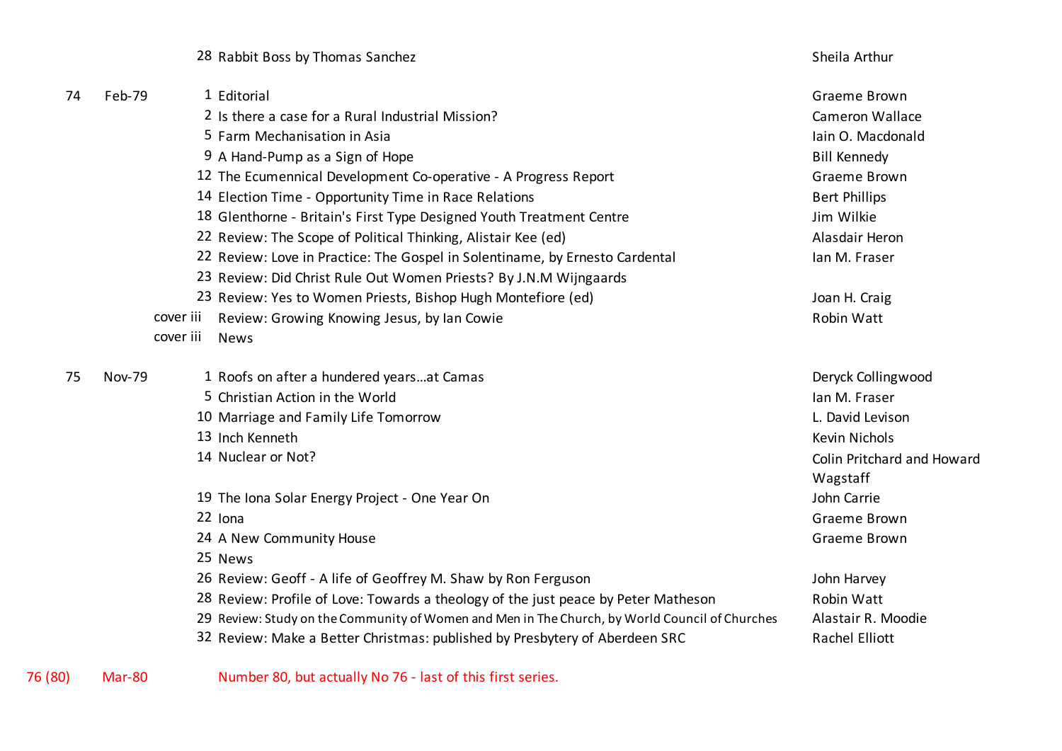| Issue | Date | Page | Title | Author |
|---|---|---|---|---|
| | | 28 | Rabbit Boss by Thomas Sanchez | Sheila Arthur |
| 74 | Feb-79 | 1 | Editorial | Graeme Brown |
| | | 2 | Is there a case for a Rural Industrial Mission? | Cameron Wallace |
| | | 5 | Farm Mechanisation in Asia | Iain O. Macdonald |
| | | 9 | A Hand-Pump as a Sign of Hope | Bill Kennedy |
| | | 12 | The Ecumennical Development Co-operative - A Progress Report | Graeme Brown |
| | | 14 | Election Time - Opportunity Time in Race Relations | Bert Phillips |
| | | 18 | Glenthorne - Britain's First Type Designed Youth Treatment Centre | Jim Wilkie |
| | | 22 | Review: The Scope of Political Thinking, Alistair Kee (ed) | Alasdair Heron |
| | | 22 | Review: Love in Practice: The Gospel in Solentiname, by Ernesto Cardental | Ian M. Fraser |
| | | 23 | Review: Did Christ Rule Out Women Priests? By J.N.M Wijngaards | |
| | | 23 | Review: Yes to Women Priests, Bishop Hugh Montefiore (ed) | Joan H. Craig |
| | | cover iii | Review: Growing Knowing Jesus, by Ian Cowie | Robin Watt |
| | | cover iii | News | |
| 75 | Nov-79 | 1 | Roofs on after a hundered years…at Camas | Deryck Collingwood |
| | | 5 | Christian Action in the World | Ian M. Fraser |
| | | 10 | Marriage and Family Life Tomorrow | L. David Levison |
| | | 13 | Inch Kenneth | Kevin Nichols |
| | | 14 | Nuclear or Not? | Colin Pritchard and Howard Wagstaff |
| | | 19 | The Iona Solar Energy Project - One Year On | John Carrie |
| | | 22 | Iona | Graeme Brown |
| | | 24 | A New Community House | Graeme Brown |
| | | 25 | News | |
| | | 26 | Review: Geoff - A life of Geoffrey M. Shaw by Ron Ferguson | John Harvey |
| | | 28 | Review: Profile of Love: Towards a theology of the just peace by Peter Matheson | Robin Watt |
| | | 29 | Review: Study on the Community of Women and Men in The Church, by World Council of Churches | Alastair R. Moodie |
| | | 32 | Review: Make a Better Christmas: published by Presbytery of Aberdeen SRC | Rachel Elliott |
| 76 (80) | Mar-80 | | Number 80, but actually No 76 - last of this first series. | |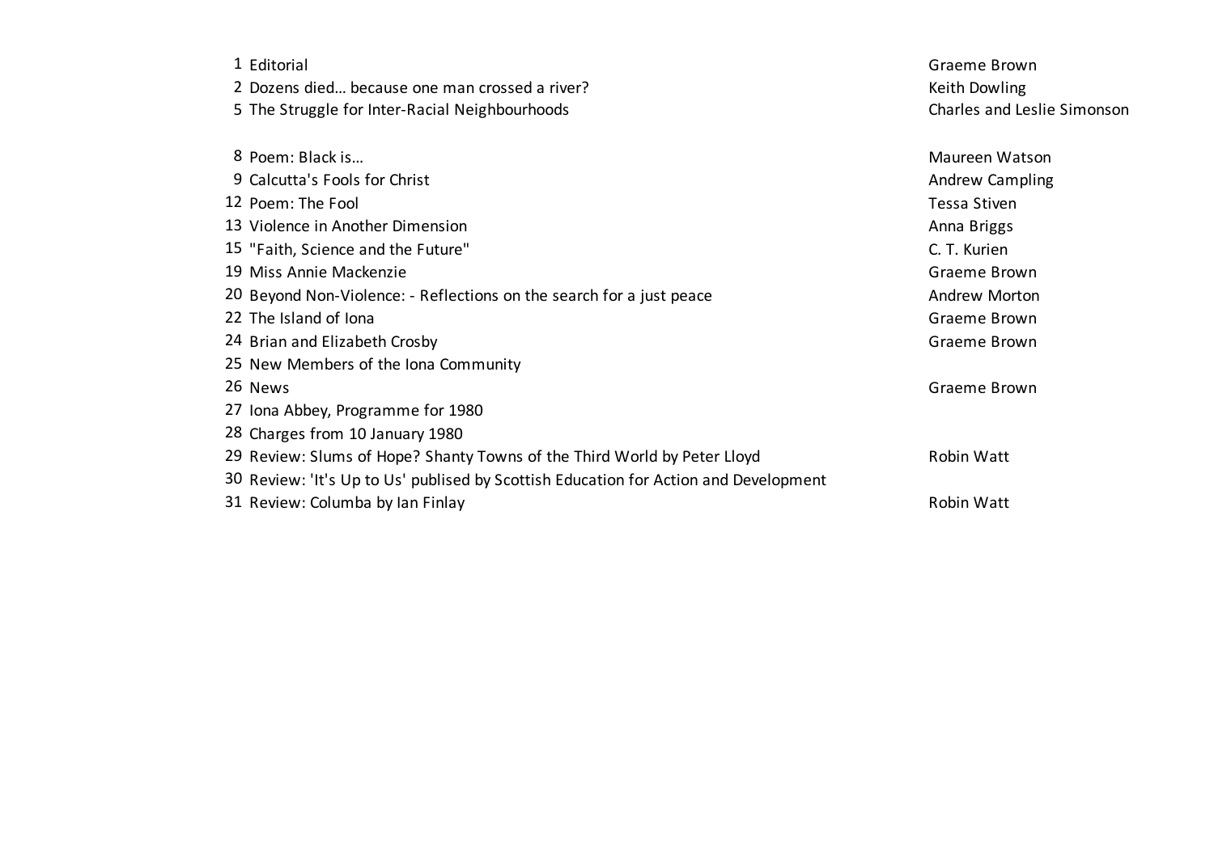| Page | Title | Author |
|---|---|---|
| 1 | Editorial | Graeme Brown |
| 2 | Dozens died… because one man crossed a river? | Keith Dowling |
| 5 | The Struggle for Inter-Racial Neighbourhoods | Charles and Leslie Simonson |
| | | |
| 8 | Poem: Black is… | Maureen Watson |
| 9 | Calcutta's Fools for Christ | Andrew Campling |
| 12 | Poem: The Fool | Tessa Stiven |
| 13 | Violence in Another Dimension | Anna Briggs |
| 15 | "Faith, Science and the Future" | C. T. Kurien |
| 19 | Miss Annie Mackenzie | Graeme Brown |
| 20 | Beyond Non-Violence: - Reflections on the search for a just peace | Andrew Morton |
| 22 | The Island of Iona | Graeme Brown |
| 24 | Brian and Elizabeth Crosby | Graeme Brown |
| 25 | New Members of the Iona Community | |
| 26 | News | Graeme Brown |
| 27 | Iona Abbey, Programme for 1980 | |
| 28 | Charges from 10 January 1980 | |
| 29 | Review: Slums of Hope? Shanty Towns of the Third World by Peter Lloyd | Robin Watt |
| 30 | Review: 'It's Up to Us' publised by Scottish Education for Action and Development | |
| 31 | Review: Columba by Ian Finlay | Robin Watt |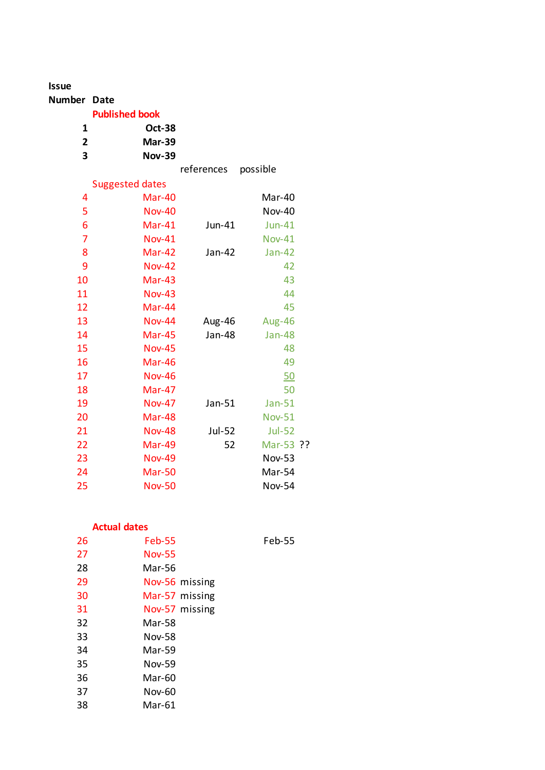| Issue Number | Date | references | possible | |
|---|---|---|---|---|
| | **Published book** | | | |
| **1** | **Oct-38** | | | |
| **2** | **Mar-39** | | | |
| **3** | **Nov-39** | | | |
| | | references | possible | |
| | Suggested dates | | | |
| 4 | Mar-40 | | Mar-40 | |
| 5 | Nov-40 | | Nov-40 | |
| 6 | Mar-41 | Jun-41 | Jun-41 | |
| 7 | Nov-41 | | Nov-41 | |
| 8 | Mar-42 | Jan-42 | Jan-42 | |
| 9 | Nov-42 | | 42 | |
| 10 | Mar-43 | | 43 | |
| 11 | Nov-43 | | 44 | |
| 12 | Mar-44 | | 45 | |
| 13 | Nov-44 | Aug-46 | Aug-46 | |
| 14 | Mar-45 | Jan-48 | Jan-48 | |
| 15 | Nov-45 | | 48 | |
| 16 | Mar-46 | | 49 | |
| 17 | Nov-46 | | 50 | |
| 18 | Mar-47 | | 50 | |
| 19 | Nov-47 | Jan-51 | Jan-51 | |
| 20 | Mar-48 | | Nov-51 | |
| 21 | Nov-48 | Jul-52 | Jul-52 | |
| 22 | Mar-49 | 52 | Mar-53 | ?? |
| 23 | Nov-49 | | Nov-53 | |
| 24 | Mar-50 | | Mar-54 | |
| 25 | Nov-50 | | Nov-54 | |
| | | | | |
| | **Actual dates** | | | |
| 26 | Feb-55 | | Feb-55 | |
| 27 | Nov-55 | | | |
| 28 | Mar-56 | | | |
| 29 | Nov-56 | missing | | |
| 30 | Mar-57 | missing | | |
| 31 | Nov-57 | missing | | |
| 32 | Mar-58 | | | |
| 33 | Nov-58 | | | |
| 34 | Mar-59 | | | |
| 35 | Nov-59 | | | |
| 36 | Mar-60 | | | |
| 37 | Nov-60 | | | |
| 38 | Mar-61 | | | |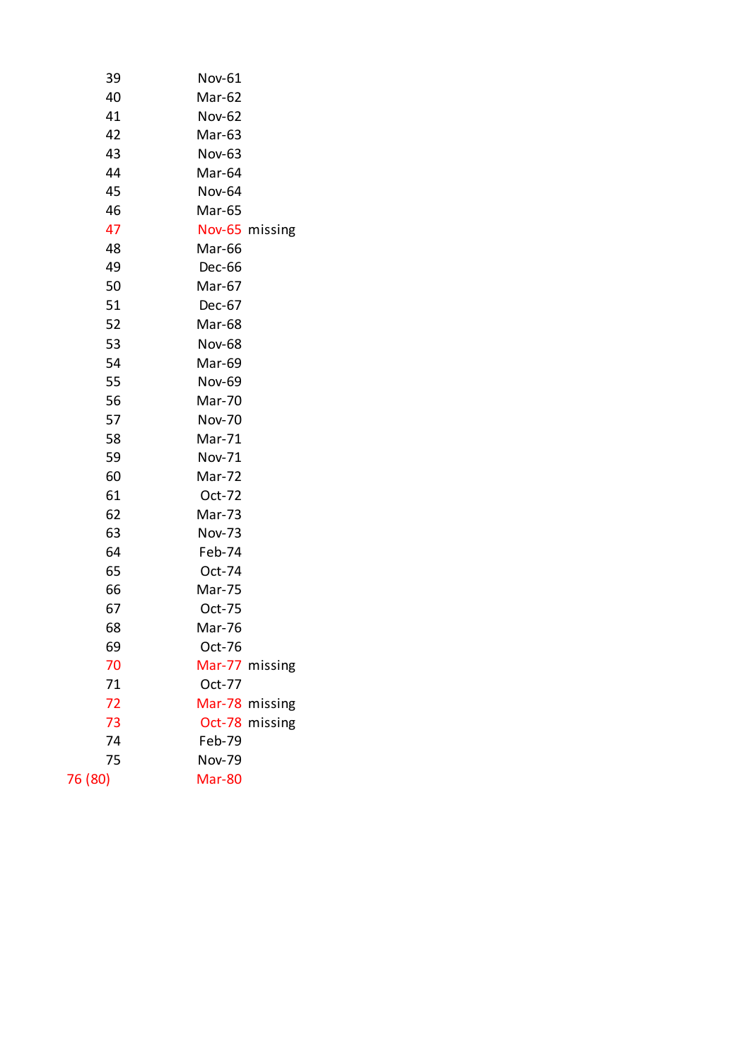| | | |
|---|---|---|
| 39 | Nov-61 | |
| 40 | Mar-62 | |
| 41 | Nov-62 | |
| 42 | Mar-63 | |
| 43 | Nov-63 | |
| 44 | Mar-64 | |
| 45 | Nov-64 | |
| 46 | Mar-65 | |
| 47 | Nov-65 | missing |
| 48 | Mar-66 | |
| 49 | Dec-66 | |
| 50 | Mar-67 | |
| 51 | Dec-67 | |
| 52 | Mar-68 | |
| 53 | Nov-68 | |
| 54 | Mar-69 | |
| 55 | Nov-69 | |
| 56 | Mar-70 | |
| 57 | Nov-70 | |
| 58 | Mar-71 | |
| 59 | Nov-71 | |
| 60 | Mar-72 | |
| 61 | Oct-72 | |
| 62 | Mar-73 | |
| 63 | Nov-73 | |
| 64 | Feb-74 | |
| 65 | Oct-74 | |
| 66 | Mar-75 | |
| 67 | Oct-75 | |
| 68 | Mar-76 | |
| 69 | Oct-76 | |
| 70 | Mar-77 | missing |
| 71 | Oct-77 | |
| 72 | Mar-78 | missing |
| 73 | Oct-78 | missing |
| 74 | Feb-79 | |
| 75 | Nov-79 | |
| 76 (80) | Mar-80 | |